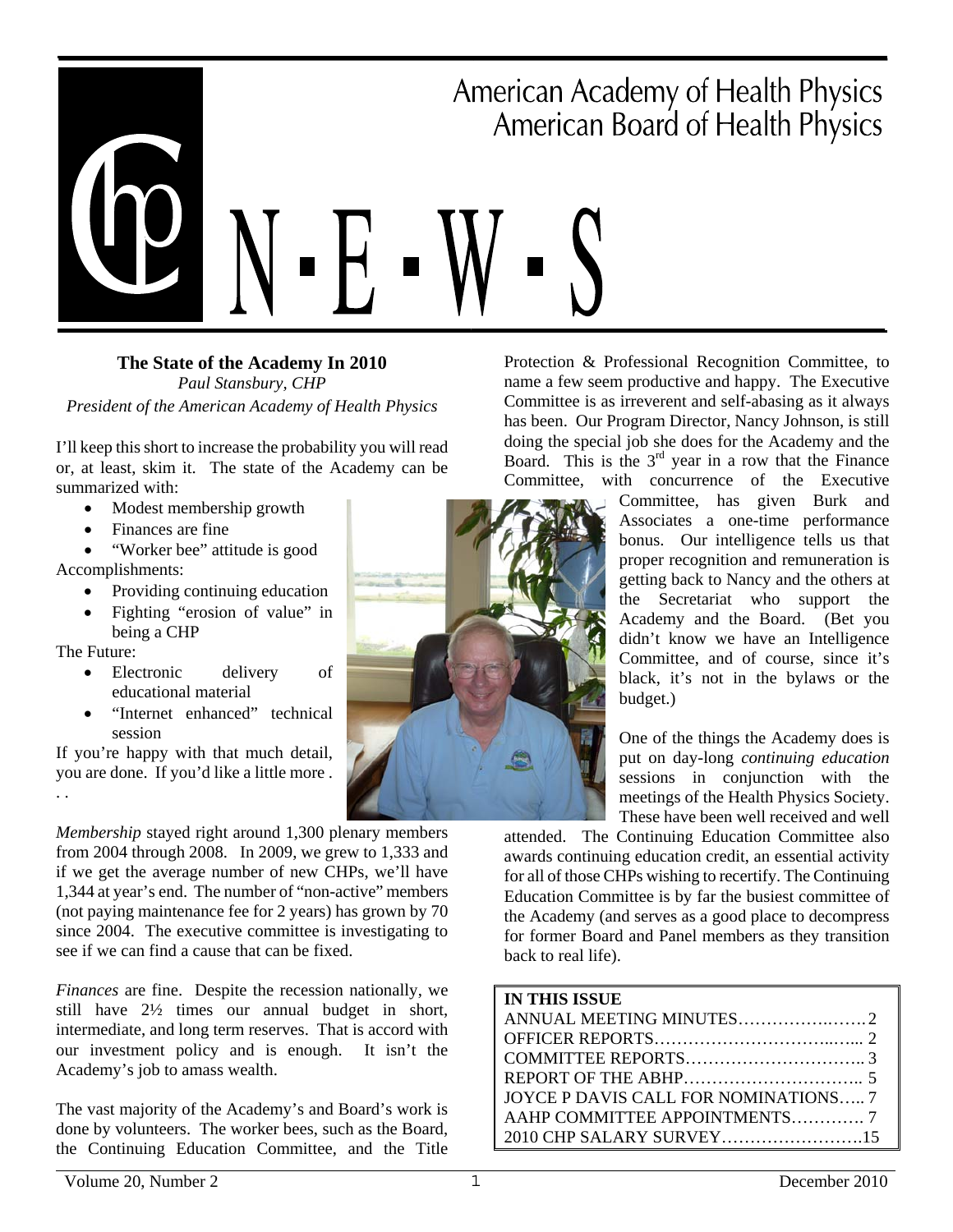# American Academy of Health Physics
# American Board of Health Physics

# CHP N·E·W·S

## The State of the Academy In 2010

*Paul Stansbury, CHP*

*President of the American Academy of Health Physics*

I'll keep this short to increase the probability you will read or, at least, skim it. The state of the Academy can be summarized with:

- Modest membership growth
- Finances are fine
- "Worker bee" attitude is good

Accomplishments:

- Providing continuing education
- Fighting "erosion of value" in being a CHP

The Future:

- Electronic delivery of educational material
- "Internet enhanced" technical session

If you're happy with that much detail, you are done. If you'd like a little more . . .

*Membership* stayed right around 1,300 plenary members from 2004 through 2008. In 2009, we grew to 1,333 and if we get the average number of new CHPs, we'll have 1,344 at year's end. The number of "non-active" members (not paying maintenance fee for 2 years) has grown by 70 since 2004. The executive committee is investigating to see if we can find a cause that can be fixed.

*Finances* are fine. Despite the recession nationally, we still have 2½ times our annual budget in short, intermediate, and long term reserves. That is accord with our investment policy and is enough. It isn't the Academy's job to amass wealth.

The vast majority of the Academy's and Board's work is done by volunteers. The worker bees, such as the Board, the Continuing Education Committee, and the Title Protection & Professional Recognition Committee, to name a few seem productive and happy. The Executive Committee is as irreverent and self-abasing as it always has been. Our Program Director, Nancy Johnson, is still doing the special job she does for the Academy and the Board. This is the 3rd year in a row that the Finance Committee, with concurrence of the Executive Committee, has given Burk and Associates a one-time performance bonus. Our intelligence tells us that proper recognition and remuneration is getting back to Nancy and the others at the Secretariat who support the Academy and the Board. (Bet you didn't know we have an Intelligence Committee, and of course, since it's black, it's not in the bylaws or the budget.)

One of the things the Academy does is put on day-long *continuing education* sessions in conjunction with the meetings of the Health Physics Society. These have been well received and well attended. The Continuing Education Committee also awards continuing education credit, an essential activity for all of those CHPs wishing to recertify. The Continuing Education Committee is by far the busiest committee of the Academy (and serves as a good place to decompress for former Board and Panel members as they transition back to real life).

| IN THIS ISSUE | |
|---|---|
| ANNUAL MEETING MINUTES | 2 |
| OFFICER REPORTS | 2 |
| COMMITTEE REPORTS | 3 |
| REPORT OF THE ABHP | 5 |
| JOYCE P DAVIS CALL FOR NOMINATIONS | 7 |
| AAHP COMMITTEE APPOINTMENTS | 7 |
| 2010 CHP SALARY SURVEY | 15 |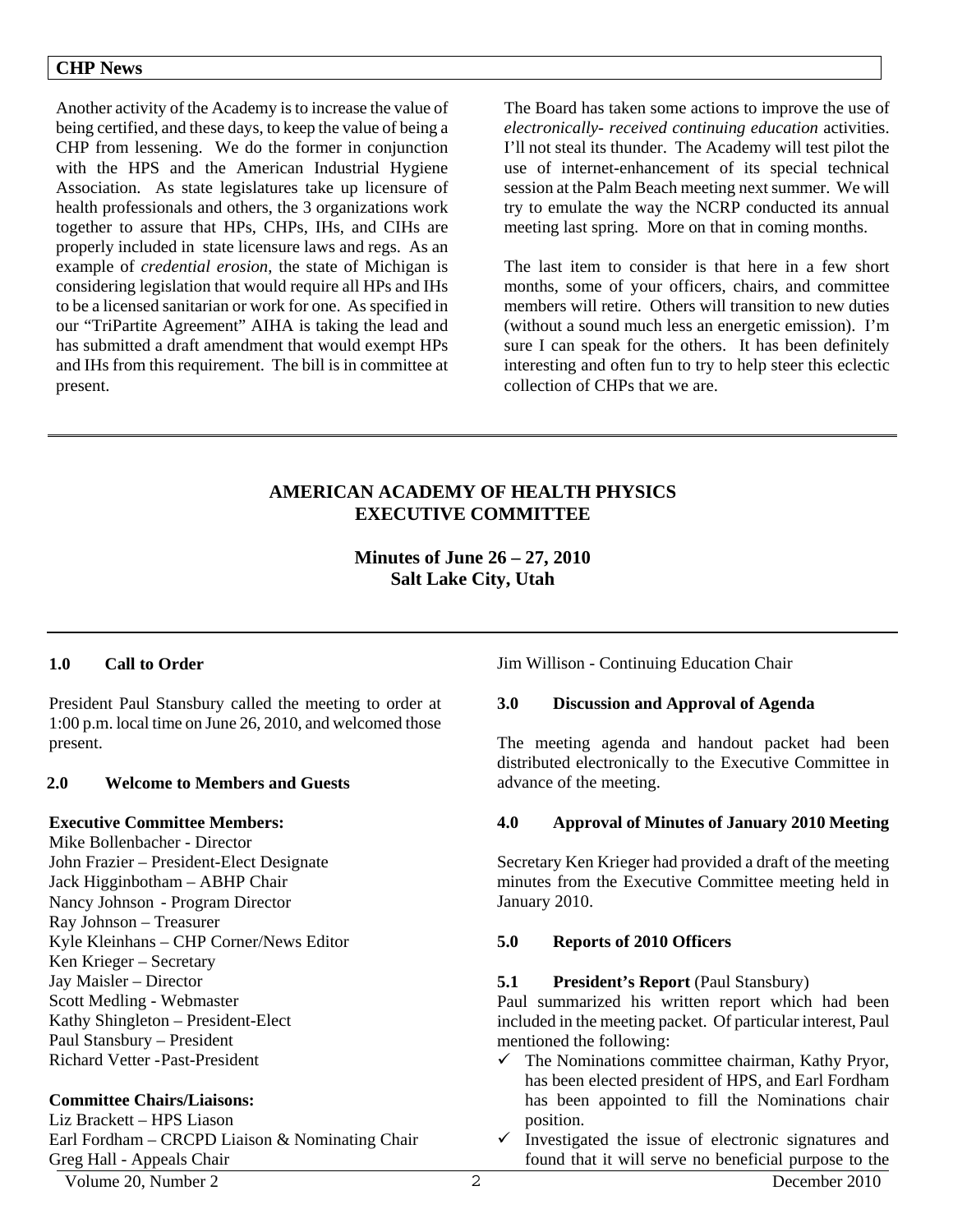Another activity of the Academy is to increase the value of being certified, and these days, to keep the value of being a CHP from lessening. We do the former in conjunction with the HPS and the American Industrial Hygiene Association. As state legislatures take up licensure of health professionals and others, the 3 organizations work together to assure that HPs, CHPs, IHs, and CIHs are properly included in state licensure laws and regs. As an example of *credential erosion*, the state of Michigan is considering legislation that would require all HPs and IHs to be a licensed sanitarian or work for one. As specified in our "TriPartite Agreement" AIHA is taking the lead and has submitted a draft amendment that would exempt HPs and IHs from this requirement. The bill is in committee at present.

The Board has taken some actions to improve the use of *electronically- received continuing education* activities. I'll not steal its thunder. The Academy will test pilot the use of internet-enhancement of its special technical session at the Palm Beach meeting next summer. We will try to emulate the way the NCRP conducted its annual meeting last spring. More on that in coming months.

The last item to consider is that here in a few short months, some of your officers, chairs, and committee members will retire. Others will transition to new duties (without a sound much less an energetic emission). I'm sure I can speak for the others. It has been definitely interesting and often fun to try to help steer this eclectic collection of CHPs that we are.

---

# AMERICAN ACADEMY OF HEALTH PHYSICS EXECUTIVE COMMITTEE

## Minutes of June 26 – 27, 2010
## Salt Lake City, Utah

### 1.0 Call to Order

President Paul Stansbury called the meeting to order at 1:00 p.m. local time on June 26, 2010, and welcomed those present.

### 2.0 Welcome to Members and Guests

**Executive Committee Members:**

Mike Bollenbacher - Director
John Frazier – President-Elect Designate
Jack Higginbotham – ABHP Chair
Nancy Johnson - Program Director
Ray Johnson – Treasurer
Kyle Kleinhans – CHP Corner/News Editor
Ken Krieger – Secretary
Jay Maisler – Director
Scott Medling - Webmaster
Kathy Shingleton – President-Elect
Paul Stansbury – President
Richard Vetter -Past-President

**Committee Chairs/Liaisons:**

Liz Brackett – HPS Liason
Earl Fordham – CRCPD Liaison & Nominating Chair
Greg Hall - Appeals Chair
Jim Willison - Continuing Education Chair

### 3.0 Discussion and Approval of Agenda

The meeting agenda and handout packet had been distributed electronically to the Executive Committee in advance of the meeting.

### 4.0 Approval of Minutes of January 2010 Meeting

Secretary Ken Krieger had provided a draft of the meeting minutes from the Executive Committee meeting held in January 2010.

### 5.0 Reports of 2010 Officers

**5.1 President's Report** (Paul Stansbury)

Paul summarized his written report which had been included in the meeting packet. Of particular interest, Paul mentioned the following:

- ✓ The Nominations committee chairman, Kathy Pryor, has been elected president of HPS, and Earl Fordham has been appointed to fill the Nominations chair position.
- ✓ Investigated the issue of electronic signatures and found that it will serve no beneficial purpose to the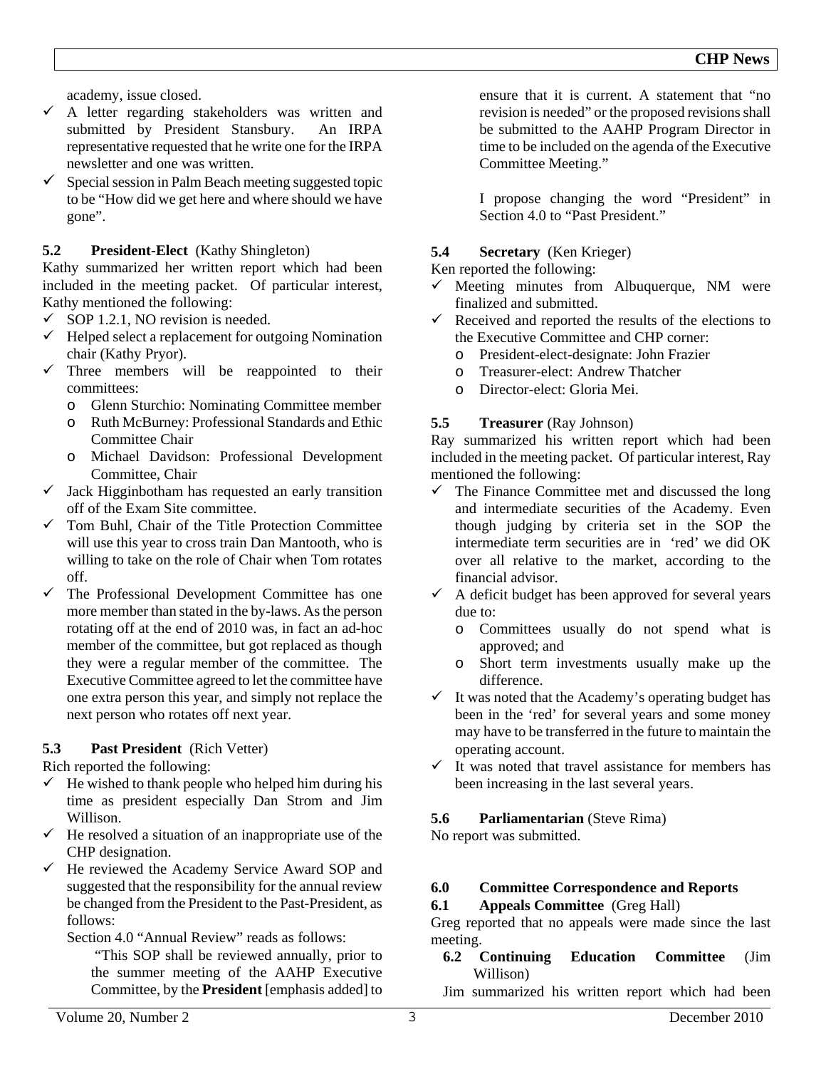academy, issue closed.

- ✓ A letter regarding stakeholders was written and submitted by President Stansbury. An IRPA representative requested that he write one for the IRPA newsletter and one was written.
- ✓ Special session in Palm Beach meeting suggested topic to be "How did we get here and where should we have gone".

### 5.2 President-Elect (Kathy Shingleton)

Kathy summarized her written report which had been included in the meeting packet. Of particular interest, Kathy mentioned the following:

- ✓ SOP 1.2.1, NO revision is needed.
- ✓ Helped select a replacement for outgoing Nomination chair (Kathy Pryor).
- ✓ Three members will be reappointed to their committees:
  - o Glenn Sturchio: Nominating Committee member
  - o Ruth McBurney: Professional Standards and Ethic Committee Chair
  - o Michael Davidson: Professional Development Committee, Chair
- ✓ Jack Higginbotham has requested an early transition off of the Exam Site committee.
- ✓ Tom Buhl, Chair of the Title Protection Committee will use this year to cross train Dan Mantooth, who is willing to take on the role of Chair when Tom rotates off.
- ✓ The Professional Development Committee has one more member than stated in the by-laws. As the person rotating off at the end of 2010 was, in fact an ad-hoc member of the committee, but got replaced as though they were a regular member of the committee. The Executive Committee agreed to let the committee have one extra person this year, and simply not replace the next person who rotates off next year.

### 5.3 Past President (Rich Vetter)

Rich reported the following:

- ✓ He wished to thank people who helped him during his time as president especially Dan Strom and Jim Willison.
- ✓ He resolved a situation of an inappropriate use of the CHP designation.
- ✓ He reviewed the Academy Service Award SOP and suggested that the responsibility for the annual review be changed from the President to the Past-President, as follows:

  Section 4.0 "Annual Review" reads as follows:

  > "This SOP shall be reviewed annually, prior to the summer meeting of the AAHP Executive Committee, by the **President** [emphasis added] to ensure that it is current. A statement that "no revision is needed" or the proposed revisions shall be submitted to the AAHP Program Director in time to be included on the agenda of the Executive Committee Meeting."

  I propose changing the word "President" in Section 4.0 to "Past President."

### 5.4 Secretary (Ken Krieger)

Ken reported the following:

- ✓ Meeting minutes from Albuquerque, NM were finalized and submitted.
- ✓ Received and reported the results of the elections to the Executive Committee and CHP corner:
  - o President-elect-designate: John Frazier
  - o Treasurer-elect: Andrew Thatcher
  - o Director-elect: Gloria Mei.

### 5.5 Treasurer (Ray Johnson)

Ray summarized his written report which had been included in the meeting packet. Of particular interest, Ray mentioned the following:

- ✓ The Finance Committee met and discussed the long and intermediate securities of the Academy. Even though judging by criteria set in the SOP the intermediate term securities are in 'red' we did OK over all relative to the market, according to the financial advisor.
- ✓ A deficit budget has been approved for several years due to:
  - o Committees usually do not spend what is approved; and
  - o Short term investments usually make up the difference.
- ✓ It was noted that the Academy's operating budget has been in the 'red' for several years and some money may have to be transferred in the future to maintain the operating account.
- ✓ It was noted that travel assistance for members has been increasing in the last several years.

### 5.6 Parliamentarian (Steve Rima)

No report was submitted.

## 6.0 Committee Correspondence and Reports

### 6.1 Appeals Committee (Greg Hall)

Greg reported that no appeals were made since the last meeting.

### 6.2 Continuing Education Committee (Jim Willison)

Jim summarized his written report which had been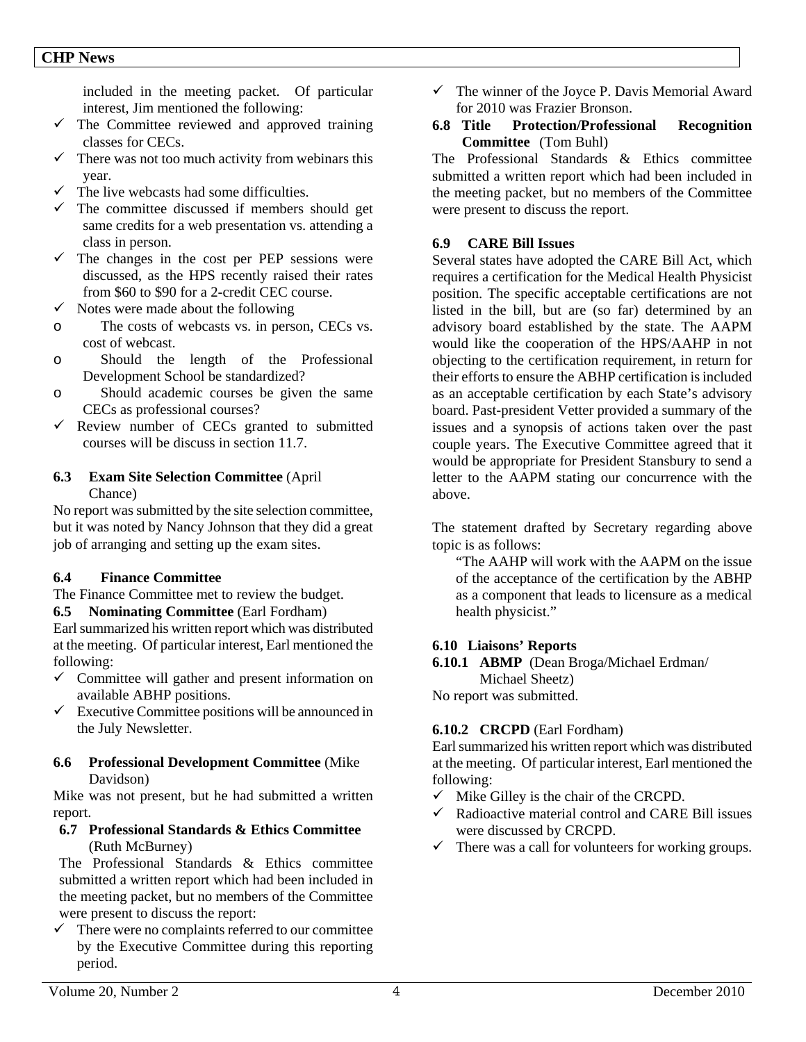included in the meeting packet. Of particular interest, Jim mentioned the following:

- ✓ The Committee reviewed and approved training classes for CECs.
- ✓ There was not too much activity from webinars this year.
- ✓ The live webcasts had some difficulties.
- ✓ The committee discussed if members should get same credits for a web presentation vs. attending a class in person.
- ✓ The changes in the cost per PEP sessions were discussed, as the HPS recently raised their rates from $60 to $90 for a 2-credit CEC course.
- ✓ Notes were made about the following
  - o The costs of webcasts vs. in person, CECs vs. cost of webcast.
  - o Should the length of the Professional Development School be standardized?
  - o Should academic courses be given the same CECs as professional courses?
- ✓ Review number of CECs granted to submitted courses will be discuss in section 11.7.

**6.3 Exam Site Selection Committee** (April Chance)

No report was submitted by the site selection committee, but it was noted by Nancy Johnson that they did a great job of arranging and setting up the exam sites.

**6.4 Finance Committee**

The Finance Committee met to review the budget.

**6.5 Nominating Committee** (Earl Fordham)

Earl summarized his written report which was distributed at the meeting. Of particular interest, Earl mentioned the following:

- ✓ Committee will gather and present information on available ABHP positions.
- ✓ Executive Committee positions will be announced in the July Newsletter.

**6.6 Professional Development Committee** (Mike Davidson)

Mike was not present, but he had submitted a written report.

**6.7 Professional Standards & Ethics Committee** (Ruth McBurney)

The Professional Standards & Ethics committee submitted a written report which had been included in the meeting packet, but no members of the Committee were present to discuss the report:

- ✓ There were no complaints referred to our committee by the Executive Committee during this reporting period.
- ✓ The winner of the Joyce P. Davis Memorial Award for 2010 was Frazier Bronson.

**6.8 Title Protection/Professional Recognition Committee** (Tom Buhl)

The Professional Standards & Ethics committee submitted a written report which had been included in the meeting packet, but no members of the Committee were present to discuss the report.

**6.9 CARE Bill Issues**

Several states have adopted the CARE Bill Act, which requires a certification for the Medical Health Physicist position. The specific acceptable certifications are not listed in the bill, but are (so far) determined by an advisory board established by the state. The AAPM would like the cooperation of the HPS/AAHP in not objecting to the certification requirement, in return for their efforts to ensure the ABHP certification is included as an acceptable certification by each State's advisory board. Past-president Vetter provided a summary of the issues and a synopsis of actions taken over the past couple years. The Executive Committee agreed that it would be appropriate for President Stansbury to send a letter to the AAPM stating our concurrence with the above.

The statement drafted by Secretary regarding above topic is as follows:

> "The AAHP will work with the AAPM on the issue of the acceptance of the certification by the ABHP as a component that leads to licensure as a medical health physicist."

**6.10 Liaisons' Reports**

**6.10.1 ABMP** (Dean Broga/Michael Erdman/Michael Sheetz)

No report was submitted.

**6.10.2 CRCPD** (Earl Fordham)

Earl summarized his written report which was distributed at the meeting. Of particular interest, Earl mentioned the following:

- ✓ Mike Gilley is the chair of the CRCPD.
- ✓ Radioactive material control and CARE Bill issues were discussed by CRCPD.
- ✓ There was a call for volunteers for working groups.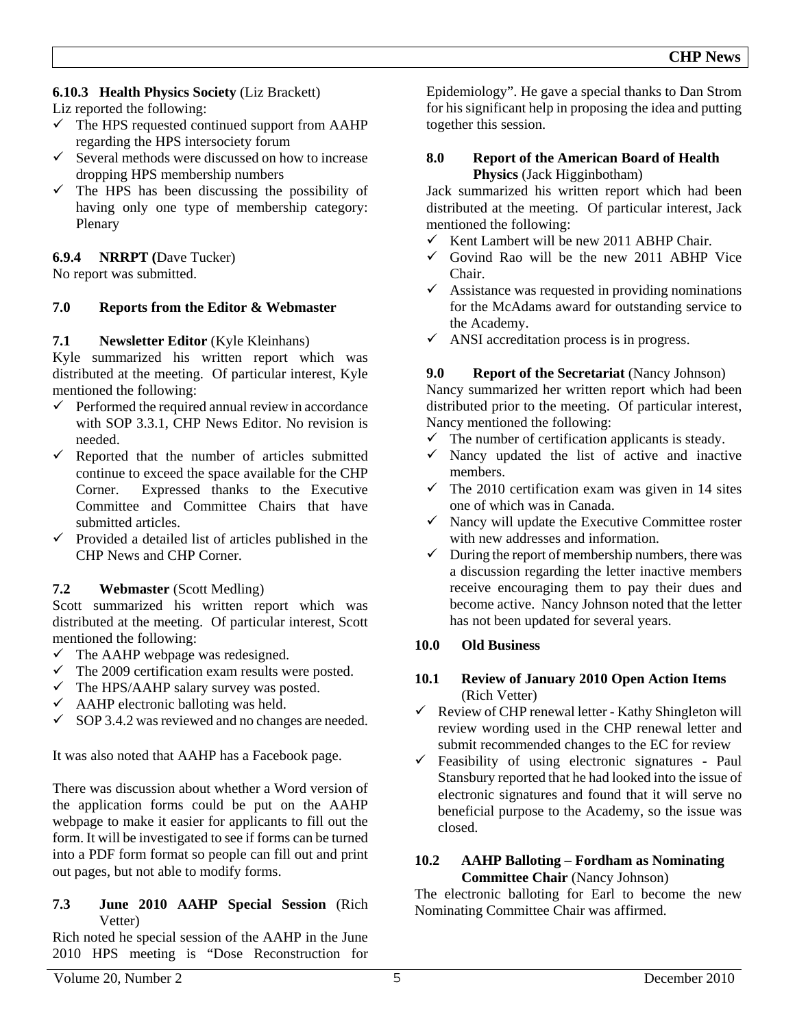#### 6.10.3 Health Physics Society (Liz Brackett)

Liz reported the following:

- ✓ The HPS requested continued support from AAHP regarding the HPS intersociety forum
- ✓ Several methods were discussed on how to increase dropping HPS membership numbers
- ✓ The HPS has been discussing the possibility of having only one type of membership category: Plenary

#### 6.9.4 NRRPT (Dave Tucker)

No report was submitted.

### 7.0 Reports from the Editor & Webmaster

#### 7.1 Newsletter Editor (Kyle Kleinhans)

Kyle summarized his written report which was distributed at the meeting. Of particular interest, Kyle mentioned the following:

- ✓ Performed the required annual review in accordance with SOP 3.3.1, CHP News Editor. No revision is needed.
- ✓ Reported that the number of articles submitted continue to exceed the space available for the CHP Corner. Expressed thanks to the Executive Committee and Committee Chairs that have submitted articles.
- ✓ Provided a detailed list of articles published in the CHP News and CHP Corner.

#### 7.2 Webmaster (Scott Medling)

Scott summarized his written report which was distributed at the meeting. Of particular interest, Scott mentioned the following:

- ✓ The AAHP webpage was redesigned.
- ✓ The 2009 certification exam results were posted.
- ✓ The HPS/AAHP salary survey was posted.
- ✓ AAHP electronic balloting was held.
- ✓ SOP 3.4.2 was reviewed and no changes are needed.

It was also noted that AAHP has a Facebook page.

There was discussion about whether a Word version of the application forms could be put on the AAHP webpage to make it easier for applicants to fill out the form. It will be investigated to see if forms can be turned into a PDF form format so people can fill out and print out pages, but not able to modify forms.

#### 7.3 June 2010 AAHP Special Session (Rich Vetter)

Rich noted he special session of the AAHP in the June 2010 HPS meeting is "Dose Reconstruction for Epidemiology". He gave a special thanks to Dan Strom for his significant help in proposing the idea and putting together this session.

### 8.0 Report of the American Board of Health Physics (Jack Higginbotham)

Jack summarized his written report which had been distributed at the meeting. Of particular interest, Jack mentioned the following:

- ✓ Kent Lambert will be new 2011 ABHP Chair.
- ✓ Govind Rao will be the new 2011 ABHP Vice Chair.
- ✓ Assistance was requested in providing nominations for the McAdams award for outstanding service to the Academy.
- ✓ ANSI accreditation process is in progress.

### 9.0 Report of the Secretariat (Nancy Johnson)

Nancy summarized her written report which had been distributed prior to the meeting. Of particular interest, Nancy mentioned the following:

- ✓ The number of certification applicants is steady.
- ✓ Nancy updated the list of active and inactive members.
- ✓ The 2010 certification exam was given in 14 sites one of which was in Canada.
- ✓ Nancy will update the Executive Committee roster with new addresses and information.
- ✓ During the report of membership numbers, there was a discussion regarding the letter inactive members receive encouraging them to pay their dues and become active. Nancy Johnson noted that the letter has not been updated for several years.

### 10.0 Old Business

#### 10.1 Review of January 2010 Open Action Items (Rich Vetter)

- ✓ Review of CHP renewal letter - Kathy Shingleton will review wording used in the CHP renewal letter and submit recommended changes to the EC for review
- ✓ Feasibility of using electronic signatures - Paul Stansbury reported that he had looked into the issue of electronic signatures and found that it will serve no beneficial purpose to the Academy, so the issue was closed.

#### 10.2 AAHP Balloting – Fordham as Nominating Committee Chair (Nancy Johnson)

The electronic balloting for Earl to become the new Nominating Committee Chair was affirmed.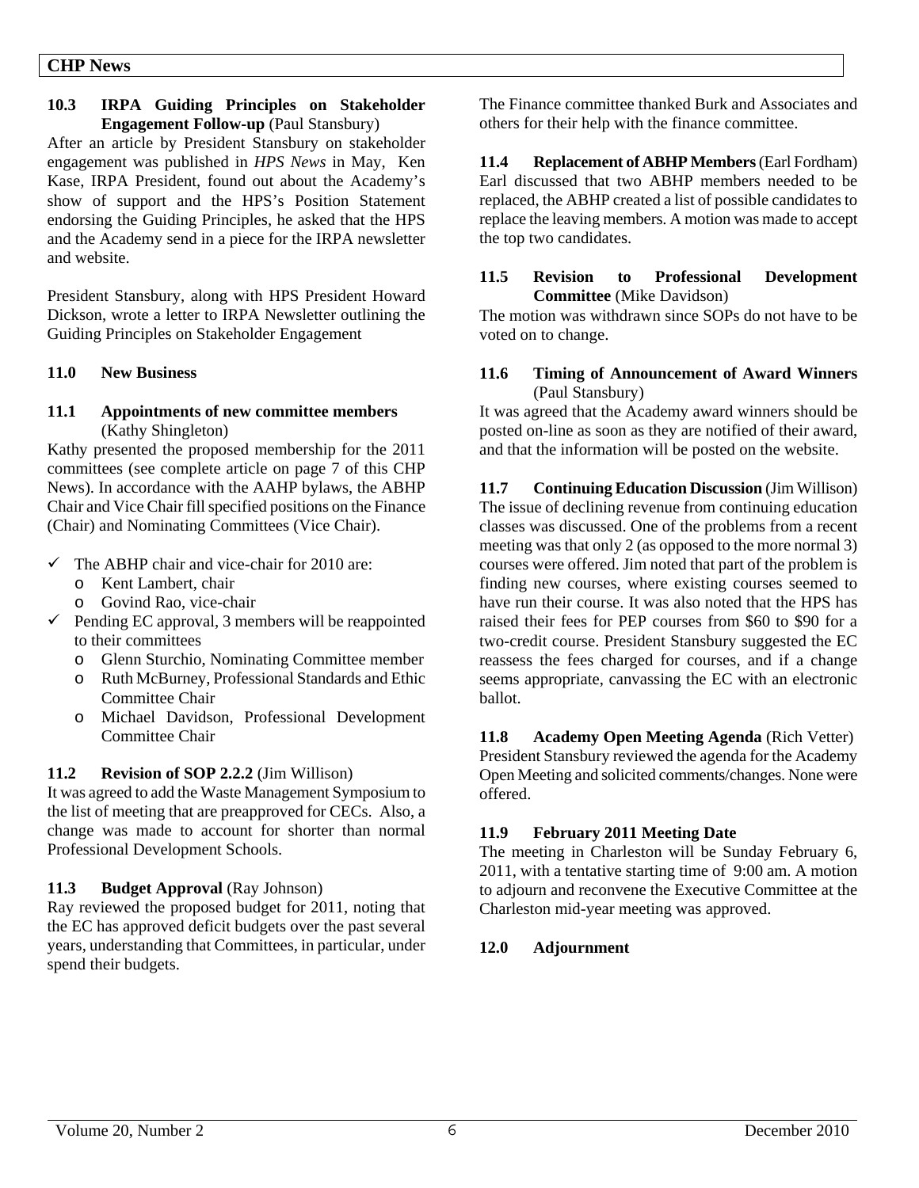**10.3 IRPA Guiding Principles on Stakeholder Engagement Follow-up** (Paul Stansbury)

After an article by President Stansbury on stakeholder engagement was published in *HPS News* in May, Ken Kase, IRPA President, found out about the Academy's show of support and the HPS's Position Statement endorsing the Guiding Principles, he asked that the HPS and the Academy send in a piece for the IRPA newsletter and website.

President Stansbury, along with HPS President Howard Dickson, wrote a letter to IRPA Newsletter outlining the Guiding Principles on Stakeholder Engagement

**11.0 New Business**

**11.1 Appointments of new committee members** (Kathy Shingleton)

Kathy presented the proposed membership for the 2011 committees (see complete article on page 7 of this CHP News). In accordance with the AAHP bylaws, the ABHP Chair and Vice Chair fill specified positions on the Finance (Chair) and Nominating Committees (Vice Chair).

- ✓ The ABHP chair and vice-chair for 2010 are:
  - Kent Lambert, chair
  - Govind Rao, vice-chair
- ✓ Pending EC approval, 3 members will be reappointed to their committees
  - Glenn Sturchio, Nominating Committee member
  - Ruth McBurney, Professional Standards and Ethic Committee Chair
  - Michael Davidson, Professional Development Committee Chair

**11.2 Revision of SOP 2.2.2** (Jim Willison)

It was agreed to add the Waste Management Symposium to the list of meeting that are preapproved for CECs. Also, a change was made to account for shorter than normal Professional Development Schools.

**11.3 Budget Approval** (Ray Johnson)

Ray reviewed the proposed budget for 2011, noting that the EC has approved deficit budgets over the past several years, understanding that Committees, in particular, under spend their budgets.

The Finance committee thanked Burk and Associates and others for their help with the finance committee.

**11.4 Replacement of ABHP Members** (Earl Fordham)

Earl discussed that two ABHP members needed to be replaced, the ABHP created a list of possible candidates to replace the leaving members. A motion was made to accept the top two candidates.

**11.5 Revision to Professional Development Committee** (Mike Davidson)

The motion was withdrawn since SOPs do not have to be voted on to change.

**11.6 Timing of Announcement of Award Winners** (Paul Stansbury)

It was agreed that the Academy award winners should be posted on-line as soon as they are notified of their award, and that the information will be posted on the website.

**11.7 Continuing Education Discussion** (Jim Willison)

The issue of declining revenue from continuing education classes was discussed. One of the problems from a recent meeting was that only 2 (as opposed to the more normal 3) courses were offered. Jim noted that part of the problem is finding new courses, where existing courses seemed to have run their course. It was also noted that the HPS has raised their fees for PEP courses from $60 to $90 for a two-credit course. President Stansbury suggested the EC reassess the fees charged for courses, and if a change seems appropriate, canvassing the EC with an electronic ballot.

**11.8 Academy Open Meeting Agenda** (Rich Vetter)

President Stansbury reviewed the agenda for the Academy Open Meeting and solicited comments/changes. None were offered.

**11.9 February 2011 Meeting Date**

The meeting in Charleston will be Sunday February 6, 2011, with a tentative starting time of 9:00 am. A motion to adjourn and reconvene the Executive Committee at the Charleston mid-year meeting was approved.

**12.0 Adjournment**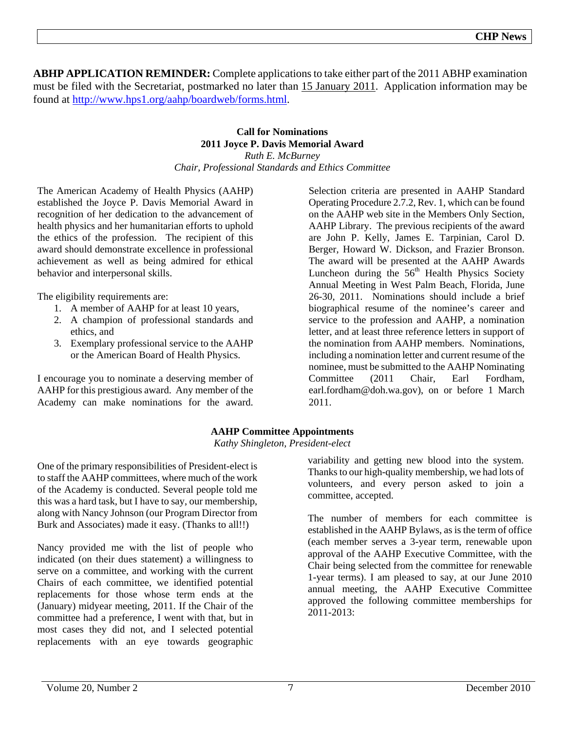**ABHP APPLICATION REMINDER:** Complete applications to take either part of the 2011 ABHP examination must be filed with the Secretariat, postmarked no later than 15 January 2011. Application information may be found at http://www.hps1.org/aahp/boardweb/forms.html.

## Call for Nominations
## 2011 Joyce P. Davis Memorial Award

*Ruth E. McBurney*
*Chair, Professional Standards and Ethics Committee*

The American Academy of Health Physics (AAHP) established the Joyce P. Davis Memorial Award in recognition of her dedication to the advancement of health physics and her humanitarian efforts to uphold the ethics of the profession. The recipient of this award should demonstrate excellence in professional achievement as well as being admired for ethical behavior and interpersonal skills.

The eligibility requirements are:

1. A member of AAHP for at least 10 years,
2. A champion of professional standards and ethics, and
3. Exemplary professional service to the AAHP or the American Board of Health Physics.

I encourage you to nominate a deserving member of AAHP for this prestigious award. Any member of the Academy can make nominations for the award. Selection criteria are presented in AAHP Standard Operating Procedure 2.7.2, Rev. 1, which can be found on the AAHP web site in the Members Only Section, AAHP Library. The previous recipients of the award are John P. Kelly, James E. Tarpinian, Carol D. Berger, Howard W. Dickson, and Frazier Bronson. The award will be presented at the AAHP Awards Luncheon during the 56th Health Physics Society Annual Meeting in West Palm Beach, Florida, June 26-30, 2011. Nominations should include a brief biographical resume of the nominee's career and service to the profession and AAHP, a nomination letter, and at least three reference letters in support of the nomination from AAHP members. Nominations, including a nomination letter and current resume of the nominee, must be submitted to the AAHP Nominating Committee (2011 Chair, Earl Fordham, earl.fordham@doh.wa.gov), on or before 1 March 2011.

## AAHP Committee Appointments

*Kathy Shingleton, President-elect*

One of the primary responsibilities of President-elect is to staff the AAHP committees, where much of the work of the Academy is conducted. Several people told me this was a hard task, but I have to say, our membership, along with Nancy Johnson (our Program Director from Burk and Associates) made it easy. (Thanks to all!!)

Nancy provided me with the list of people who indicated (on their dues statement) a willingness to serve on a committee, and working with the current Chairs of each committee, we identified potential replacements for those whose term ends at the (January) midyear meeting, 2011. If the Chair of the committee had a preference, I went with that, but in most cases they did not, and I selected potential replacements with an eye towards geographic variability and getting new blood into the system. Thanks to our high-quality membership, we had lots of volunteers, and every person asked to join a committee, accepted.

The number of members for each committee is established in the AAHP Bylaws, as is the term of office (each member serves a 3-year term, renewable upon approval of the AAHP Executive Committee, with the Chair being selected from the committee for renewable 1-year terms). I am pleased to say, at our June 2010 annual meeting, the AAHP Executive Committee approved the following committee memberships for 2011-2013: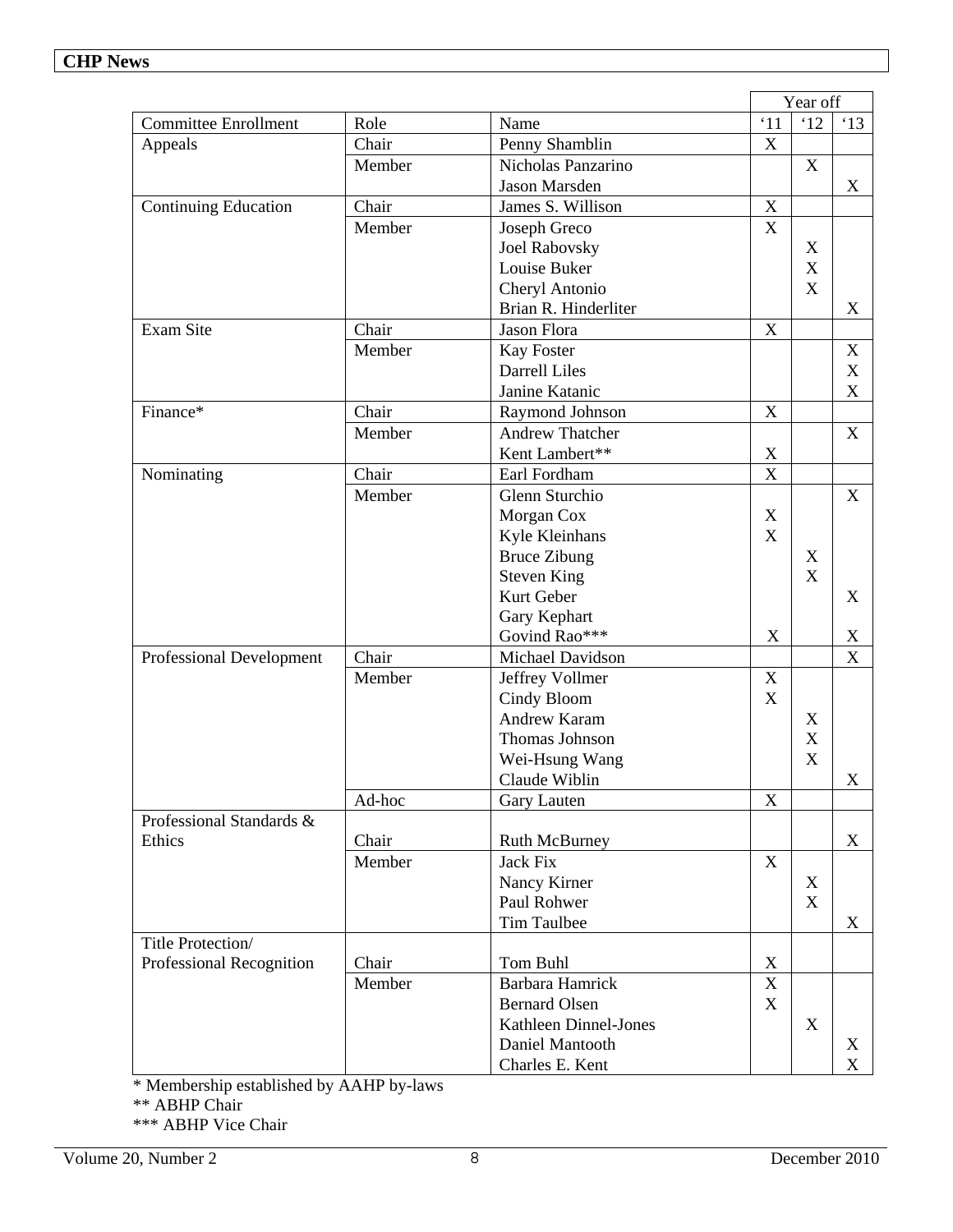| Committee Enrollment | Role | Name | Year off | | |
|---|---|---|---|---|---|
| | | | '11 | '12 | '13 |
| Appeals | Chair | Penny Shamblin | X | | |
| | Member | Nicholas Panzarino | | X | |
| | | Jason Marsden | | | X |
| Continuing Education | Chair | James S. Willison | X | | |
| | Member | Joseph Greco | X | | |
| | | Joel Rabovsky | | X | |
| | | Louise Buker | | X | |
| | | Cheryl Antonio | | X | |
| | | Brian R. Hinderliter | | | X |
| Exam Site | Chair | Jason Flora | X | | |
| | Member | Kay Foster | | | X |
| | | Darrell Liles | | | X |
| | | Janine Katanic | | | X |
| Finance* | Chair | Raymond Johnson | X | | |
| | Member | Andrew Thatcher | | | X |
| | | Kent Lambert** | X | | |
| Nominating | Chair | Earl Fordham | X | | |
| | Member | Glenn Sturchio | | | X |
| | | Morgan Cox | X | | |
| | | Kyle Kleinhans | X | | |
| | | Bruce Zibung | | X | |
| | | Steven King | | X | |
| | | Kurt Geber | | | X |
| | | Gary Kephart | | | |
| | | Govind Rao*** | X | | X |
| Professional Development | Chair | Michael Davidson | | | X |
| | Member | Jeffrey Vollmer | X | | |
| | | Cindy Bloom | X | | |
| | | Andrew Karam | | X | |
| | | Thomas Johnson | | X | |
| | | Wei-Hsung Wang | | X | |
| | | Claude Wiblin | | | X |
| | Ad-hoc | Gary Lauten | X | | |
| Professional Standards & Ethics | Chair | Ruth McBurney | | | X |
| | Member | Jack Fix | X | | |
| | | Nancy Kirner | | X | |
| | | Paul Rohwer | | X | |
| | | Tim Taulbee | | | X |
| Title Protection/ Professional Recognition | Chair | Tom Buhl | X | | |
| | Member | Barbara Hamrick | X | | |
| | | Bernard Olsen | X | | |
| | | Kathleen Dinnel-Jones | | X | |
| | | Daniel Mantooth | | | X |
| | | Charles E. Kent | | | X |

\* Membership established by AAHP by-laws

\*\* ABHP Chair

\*\*\* ABHP Vice Chair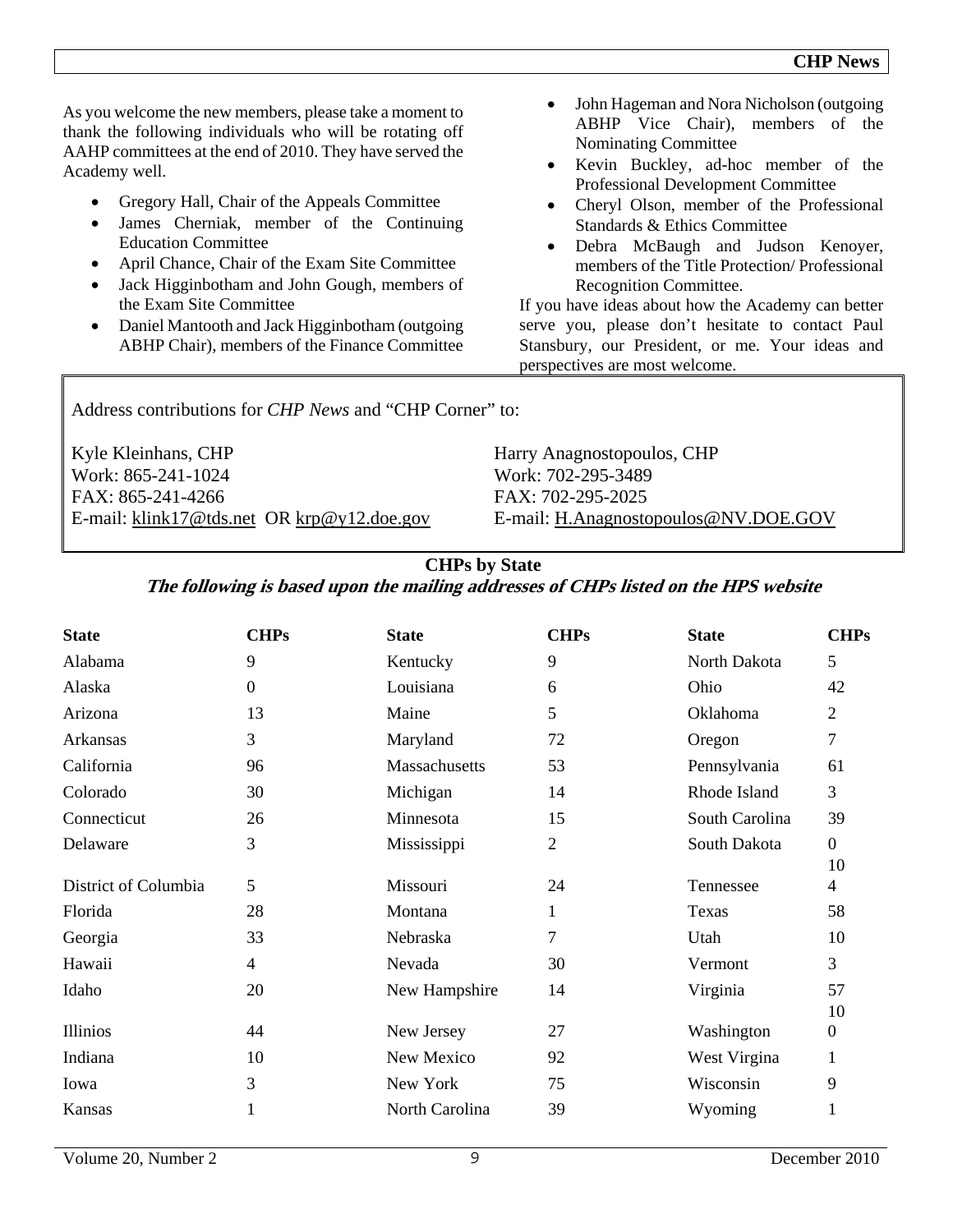As you welcome the new members, please take a moment to thank the following individuals who will be rotating off AAHP committees at the end of 2010. They have served the Academy well.

- Gregory Hall, Chair of the Appeals Committee
- James Cherniak, member of the Continuing Education Committee
- April Chance, Chair of the Exam Site Committee
- Jack Higginbotham and John Gough, members of the Exam Site Committee
- Daniel Mantooth and Jack Higginbotham (outgoing ABHP Chair), members of the Finance Committee
- John Hageman and Nora Nicholson (outgoing ABHP Vice Chair), members of the Nominating Committee
- Kevin Buckley, ad-hoc member of the Professional Development Committee
- Cheryl Olson, member of the Professional Standards & Ethics Committee
- Debra McBaugh and Judson Kenoyer, members of the Title Protection/ Professional Recognition Committee.

If you have ideas about how the Academy can better serve you, please don't hesitate to contact Paul Stansbury, our President, or me. Your ideas and perspectives are most welcome.

Address contributions for *CHP News* and "CHP Corner" to:

Kyle Kleinhans, CHP
Work: 865-241-1024
FAX: 865-241-4266
E-mail: klink17@tds.net OR krp@y12.doe.gov

Harry Anagnostopoulos, CHP
Work: 702-295-3489
FAX: 702-295-2025
E-mail: H.Anagnostopoulos@NV.DOE.GOV

## CHPs by State

***The following is based upon the mailing addresses of CHPs listed on the HPS website***

| State | CHPs | State | CHPs | State | CHPs |
|---|---|---|---|---|---|
| Alabama | 9 | Kentucky | 9 | North Dakota | 5 |
| Alaska | 0 | Louisiana | 6 | Ohio | 42 |
| Arizona | 13 | Maine | 5 | Oklahoma | 2 |
| Arkansas | 3 | Maryland | 72 | Oregon | 7 |
| California | 96 | Massachusetts | 53 | Pennsylvania | 61 |
| Colorado | 30 | Michigan | 14 | Rhode Island | 3 |
| Connecticut | 26 | Minnesota | 15 | South Carolina | 39 |
| Delaware | 3 | Mississippi | 2 | South Dakota | 0 |
| District of Columbia | 5 | Missouri | 24 | Tennessee | 104 |
| Florida | 28 | Montana | 1 | Texas | 58 |
| Georgia | 33 | Nebraska | 7 | Utah | 10 |
| Hawaii | 4 | Nevada | 30 | Vermont | 3 |
| Idaho | 20 | New Hampshire | 14 | Virginia | 57 |
| Illinios | 44 | New Jersey | 27 | Washington | 100 |
| Indiana | 10 | New Mexico | 92 | West Virgina | 1 |
| Iowa | 3 | New York | 75 | Wisconsin | 9 |
| Kansas | 1 | North Carolina | 39 | Wyoming | 1 |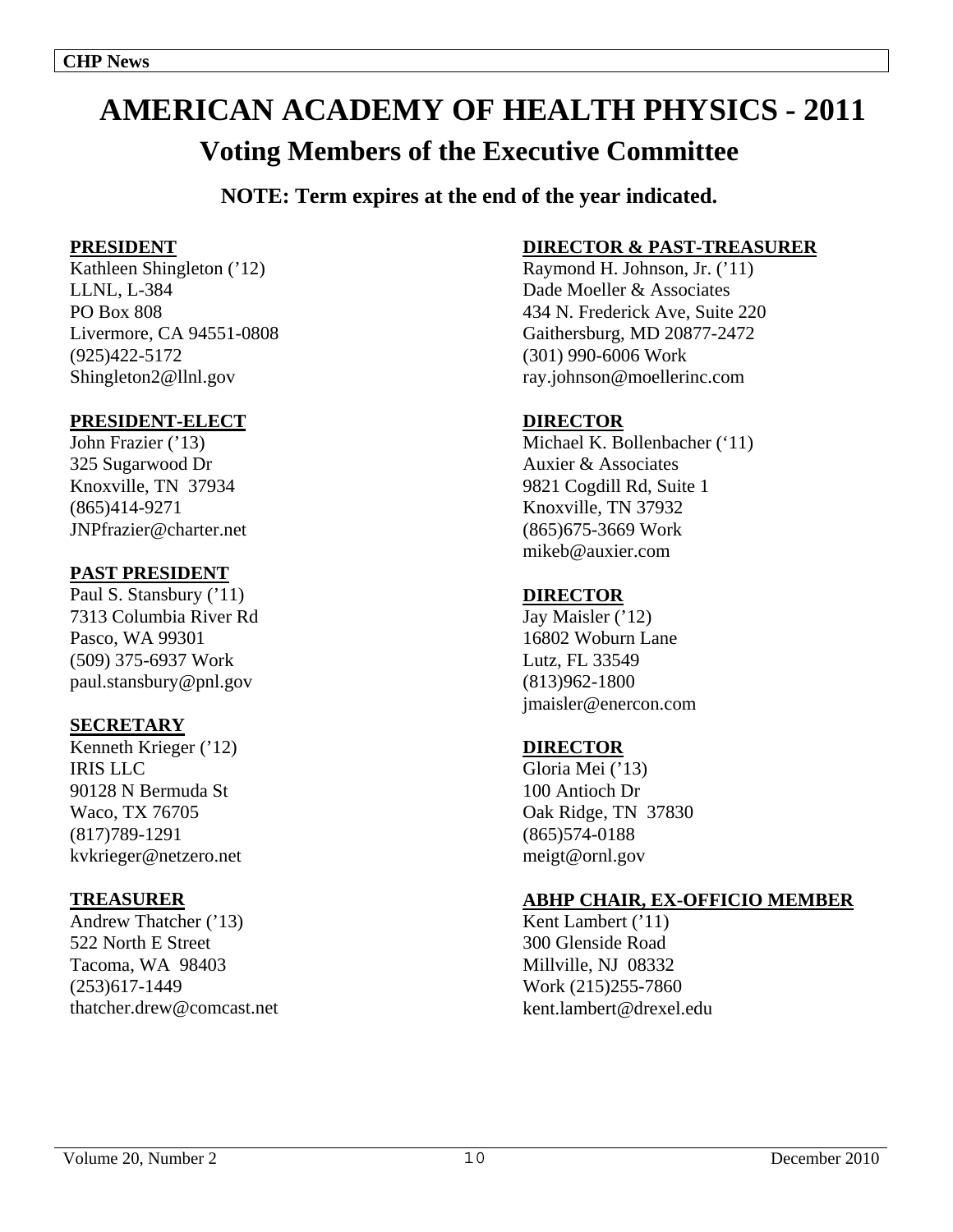# AMERICAN ACADEMY OF HEALTH PHYSICS - 2011

## Voting Members of the Executive Committee

**NOTE: Term expires at the end of the year indicated.**

**PRESIDENT**
Kathleen Shingleton ('12)
LLNL, L-384
PO Box 808
Livermore, CA 94551-0808
(925)422-5172
Shingleton2@llnl.gov

**PRESIDENT-ELECT**
John Frazier ('13)
325 Sugarwood Dr
Knoxville, TN 37934
(865)414-9271
JNPfrazier@charter.net

**PAST PRESIDENT**
Paul S. Stansbury ('11)
7313 Columbia River Rd
Pasco, WA 99301
(509) 375-6937 Work
paul.stansbury@pnl.gov

**SECRETARY**
Kenneth Krieger ('12)
IRIS LLC
90128 N Bermuda St
Waco, TX 76705
(817)789-1291
kvkrieger@netzero.net

**TREASURER**
Andrew Thatcher ('13)
522 North E Street
Tacoma, WA 98403
(253)617-1449
thatcher.drew@comcast.net

**DIRECTOR & PAST-TREASURER**
Raymond H. Johnson, Jr. ('11)
Dade Moeller & Associates
434 N. Frederick Ave, Suite 220
Gaithersburg, MD 20877-2472
(301) 990-6006 Work
ray.johnson@moellerinc.com

**DIRECTOR**
Michael K. Bollenbacher ('11)
Auxier & Associates
9821 Cogdill Rd, Suite 1
Knoxville, TN 37932
(865)675-3669 Work
mikeb@auxier.com

**DIRECTOR**
Jay Maisler ('12)
16802 Woburn Lane
Lutz, FL 33549
(813)962-1800
jmaisler@enercon.com

**DIRECTOR**
Gloria Mei ('13)
100 Antioch Dr
Oak Ridge, TN 37830
(865)574-0188
meigt@ornl.gov

**ABHP CHAIR, EX-OFFICIO MEMBER**
Kent Lambert ('11)
300 Glenside Road
Millville, NJ 08332
Work (215)255-7860
kent.lambert@drexel.edu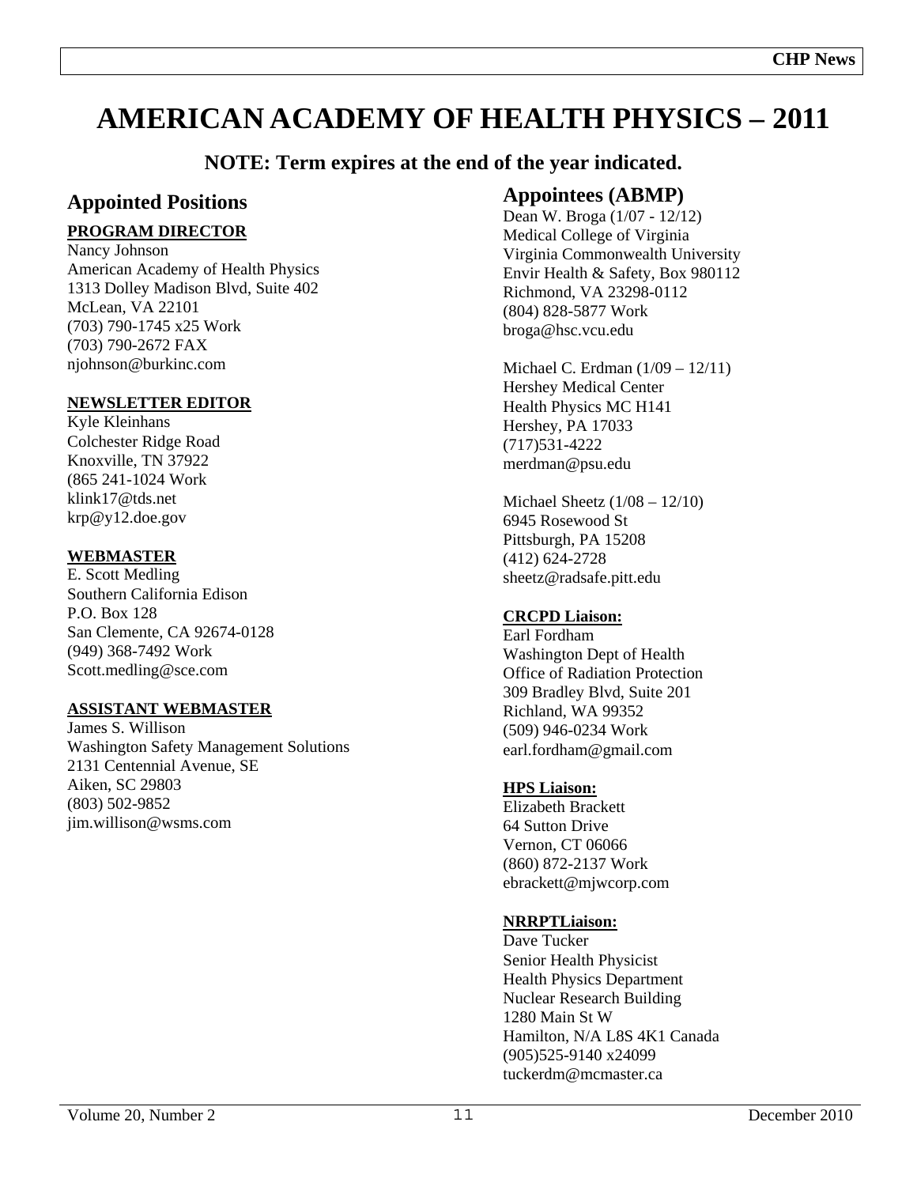# AMERICAN ACADEMY OF HEALTH PHYSICS – 2011

### NOTE: Term expires at the end of the year indicated.

## Appointed Positions

**PROGRAM DIRECTOR**

Nancy Johnson
American Academy of Health Physics
1313 Dolley Madison Blvd, Suite 402
McLean, VA 22101
(703) 790-1745 x25 Work
(703) 790-2672 FAX
njohnson@burkinc.com

**NEWSLETTER EDITOR**

Kyle Kleinhans
Colchester Ridge Road
Knoxville, TN 37922
(865 241-1024 Work
klink17@tds.net
krp@y12.doe.gov

**WEBMASTER**

E. Scott Medling
Southern California Edison
P.O. Box 128
San Clemente, CA 92674-0128
(949) 368-7492 Work
Scott.medling@sce.com

**ASSISTANT WEBMASTER**

James S. Willison
Washington Safety Management Solutions
2131 Centennial Avenue, SE
Aiken, SC 29803
(803) 502-9852
jim.willison@wsms.com

## Appointees (ABMP)

Dean W. Broga (1/07 - 12/12)
Medical College of Virginia
Virginia Commonwealth University
Envir Health & Safety, Box 980112
Richmond, VA 23298-0112
(804) 828-5877 Work
broga@hsc.vcu.edu

Michael C. Erdman (1/09 – 12/11)
Hershey Medical Center
Health Physics MC H141
Hershey, PA 17033
(717)531-4222
merdman@psu.edu

Michael Sheetz (1/08 – 12/10)
6945 Rosewood St
Pittsburgh, PA 15208
(412) 624-2728
sheetz@radsafe.pitt.edu

**CRCPD Liaison:**

Earl Fordham
Washington Dept of Health
Office of Radiation Protection
309 Bradley Blvd, Suite 201
Richland, WA 99352
(509) 946-0234 Work
earl.fordham@gmail.com

**HPS Liaison:**

Elizabeth Brackett
64 Sutton Drive
Vernon, CT 06066
(860) 872-2137 Work
ebrackett@mjwcorp.com

**NRRPTLiaison:**

Dave Tucker
Senior Health Physicist
Health Physics Department
Nuclear Research Building
1280 Main St W
Hamilton, N/A L8S 4K1 Canada
(905)525-9140 x24099
tuckerdm@mcmaster.ca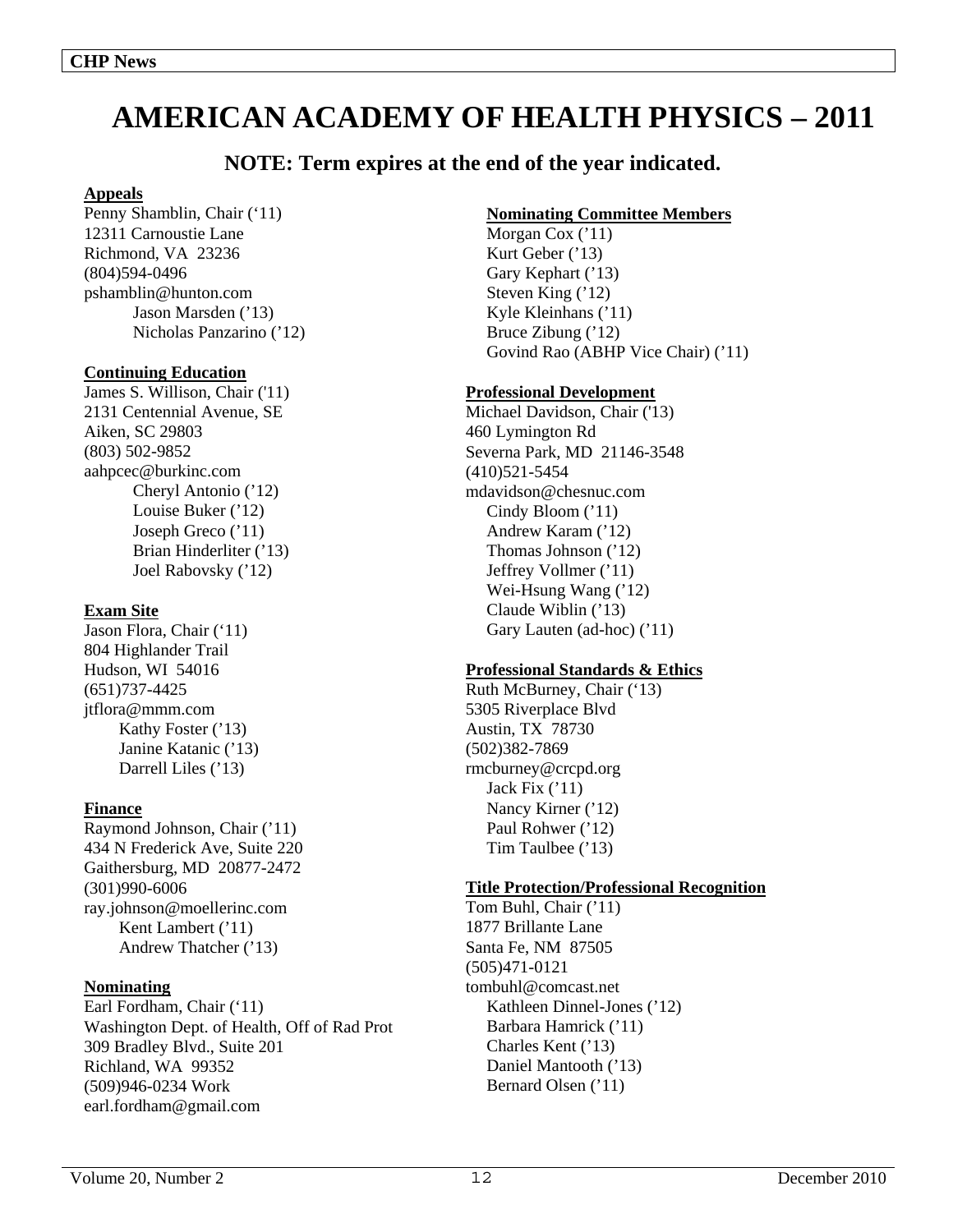# AMERICAN ACADEMY OF HEALTH PHYSICS – 2011

## NOTE: Term expires at the end of the year indicated.

**Appeals**

Penny Shamblin, Chair ('11)
12311 Carnoustie Lane
Richmond, VA 23236
(804)594-0496
pshamblin@hunton.com

- Jason Marsden ('13)
- Nicholas Panzarino ('12)

**Continuing Education**

James S. Willison, Chair ('11)
2131 Centennial Avenue, SE
Aiken, SC 29803
(803) 502-9852
aahpcec@burkinc.com

- Cheryl Antonio ('12)
- Louise Buker ('12)
- Joseph Greco ('11)
- Brian Hinderliter ('13)
- Joel Rabovsky ('12)

**Exam Site**

Jason Flora, Chair ('11)
804 Highlander Trail
Hudson, WI 54016
(651)737-4425
jtflora@mmm.com

- Kathy Foster ('13)
- Janine Katanic ('13)
- Darrell Liles ('13)

**Finance**

Raymond Johnson, Chair ('11)
434 N Frederick Ave, Suite 220
Gaithersburg, MD 20877-2472
(301)990-6006
ray.johnson@moellerinc.com

- Kent Lambert ('11)
- Andrew Thatcher ('13)

**Nominating**

Earl Fordham, Chair ('11)
Washington Dept. of Health, Off of Rad Prot
309 Bradley Blvd., Suite 201
Richland, WA 99352
(509)946-0234 Work
earl.fordham@gmail.com

**Nominating Committee Members**

- Morgan Cox ('11)
- Kurt Geber ('13)
- Gary Kephart ('13)
- Steven King ('12)
- Kyle Kleinhans ('11)
- Bruce Zibung ('12)
- Govind Rao (ABHP Vice Chair) ('11)

**Professional Development**

Michael Davidson, Chair ('13)
460 Lymington Rd
Severna Park, MD 21146-3548
(410)521-5454
mdavidson@chesnuc.com

- Cindy Bloom ('11)
- Andrew Karam ('12)
- Thomas Johnson ('12)
- Jeffrey Vollmer ('11)
- Wei-Hsung Wang ('12)
- Claude Wiblin ('13)
- Gary Lauten (ad-hoc) ('11)

**Professional Standards & Ethics**

Ruth McBurney, Chair ('13)
5305 Riverplace Blvd
Austin, TX 78730
(502)382-7869
rmcburney@crcpd.org

- Jack Fix ('11)
- Nancy Kirner ('12)
- Paul Rohwer ('12)
- Tim Taulbee ('13)

**Title Protection/Professional Recognition**

Tom Buhl, Chair ('11)
1877 Brillante Lane
Santa Fe, NM 87505
(505)471-0121
tombuhl@comcast.net

- Kathleen Dinnel-Jones ('12)
- Barbara Hamrick ('11)
- Charles Kent ('13)
- Daniel Mantooth ('13)
- Bernard Olsen ('11)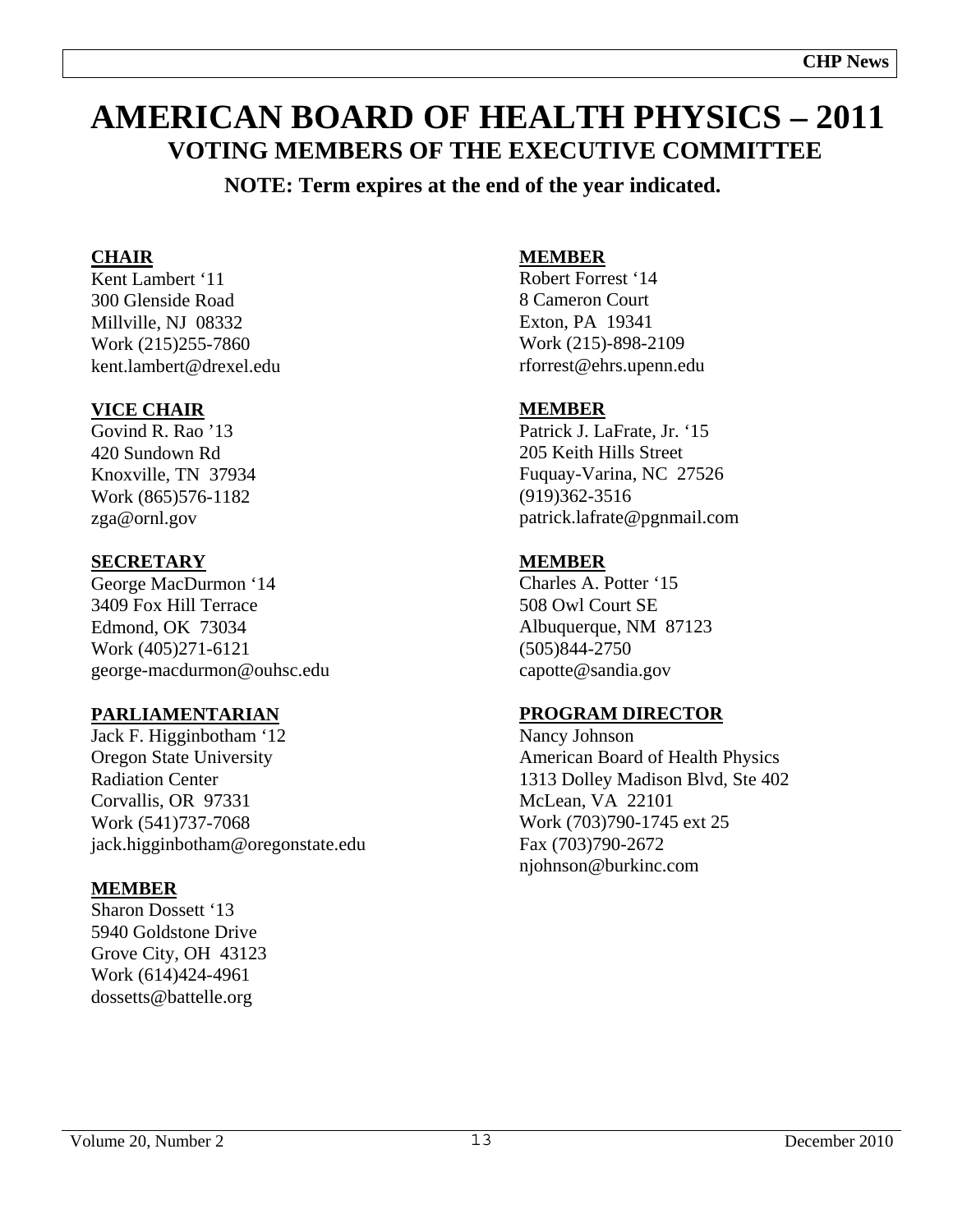# AMERICAN BOARD OF HEALTH PHYSICS – 2011

## VOTING MEMBERS OF THE EXECUTIVE COMMITTEE

**NOTE: Term expires at the end of the year indicated.**

**CHAIR**
Kent Lambert '11
300 Glenside Road
Millville, NJ 08332
Work (215)255-7860
kent.lambert@drexel.edu

**VICE CHAIR**
Govind R. Rao '13
420 Sundown Rd
Knoxville, TN 37934
Work (865)576-1182
zga@ornl.gov

**SECRETARY**
George MacDurmon '14
3409 Fox Hill Terrace
Edmond, OK 73034
Work (405)271-6121
george-macdurmon@ouhsc.edu

**PARLIAMENTARIAN**
Jack F. Higginbotham '12
Oregon State University
Radiation Center
Corvallis, OR 97331
Work (541)737-7068
jack.higginbotham@oregonstate.edu

**MEMBER**
Sharon Dossett '13
5940 Goldstone Drive
Grove City, OH 43123
Work (614)424-4961
dossetts@battelle.org

**MEMBER**
Robert Forrest '14
8 Cameron Court
Exton, PA 19341
Work (215)-898-2109
rforrest@ehrs.upenn.edu

**MEMBER**
Patrick J. LaFrate, Jr. '15
205 Keith Hills Street
Fuquay-Varina, NC 27526
(919)362-3516
patrick.lafrate@pgnmail.com

**MEMBER**
Charles A. Potter '15
508 Owl Court SE
Albuquerque, NM 87123
(505)844-2750
capotte@sandia.gov

**PROGRAM DIRECTOR**
Nancy Johnson
American Board of Health Physics
1313 Dolley Madison Blvd, Ste 402
McLean, VA 22101
Work (703)790-1745 ext 25
Fax (703)790-2672
njohnson@burkinc.com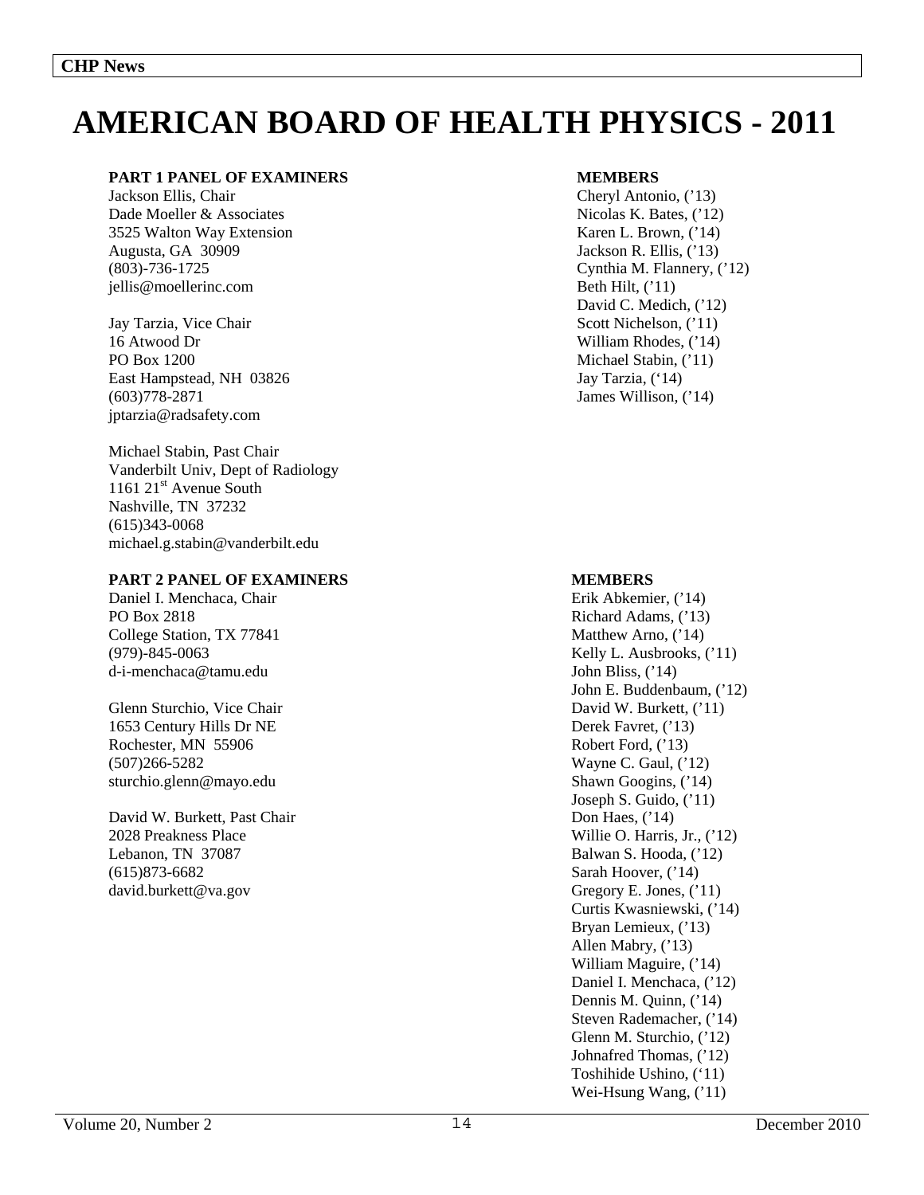# AMERICAN BOARD OF HEALTH PHYSICS - 2011

### PART 1 PANEL OF EXAMINERS

Jackson Ellis, Chair
Dade Moeller & Associates
3525 Walton Way Extension
Augusta, GA 30909
(803)-736-1725
jellis@moellerinc.com

Jay Tarzia, Vice Chair
16 Atwood Dr
PO Box 1200
East Hampstead, NH 03826
(603)778-2871
jptarzia@radsafety.com

Michael Stabin, Past Chair
Vanderbilt Univ, Dept of Radiology
1161 21st Avenue South
Nashville, TN 37232
(615)343-0068
michael.g.stabin@vanderbilt.edu

**MEMBERS**

Cheryl Antonio, ('13)
Nicolas K. Bates, ('12)
Karen L. Brown, ('14)
Jackson R. Ellis, ('13)
Cynthia M. Flannery, ('12)
Beth Hilt, ('11)
David C. Medich, ('12)
Scott Nichelson, ('11)
William Rhodes, ('14)
Michael Stabin, ('11)
Jay Tarzia, ('14)
James Willison, ('14)

### PART 2 PANEL OF EXAMINERS

Daniel I. Menchaca, Chair
PO Box 2818
College Station, TX 77841
(979)-845-0063
d-i-menchaca@tamu.edu

Glenn Sturchio, Vice Chair
1653 Century Hills Dr NE
Rochester, MN 55906
(507)266-5282
sturchio.glenn@mayo.edu

David W. Burkett, Past Chair
2028 Preakness Place
Lebanon, TN 37087
(615)873-6682
david.burkett@va.gov

**MEMBERS**

Erik Abkemier, ('14)
Richard Adams, ('13)
Matthew Arno, ('14)
Kelly L. Ausbrooks, ('11)
John Bliss, ('14)
John E. Buddenbaum, ('12)
David W. Burkett, ('11)
Derek Favret, ('13)
Robert Ford, ('13)
Wayne C. Gaul, ('12)
Shawn Googins, ('14)
Joseph S. Guido, ('11)
Don Haes, ('14)
Willie O. Harris, Jr., ('12)
Balwan S. Hooda, ('12)
Sarah Hoover, ('14)
Gregory E. Jones, ('11)
Curtis Kwasniewski, ('14)
Bryan Lemieux, ('13)
Allen Mabry, ('13)
William Maguire, ('14)
Daniel I. Menchaca, ('12)
Dennis M. Quinn, ('14)
Steven Rademacher, ('14)
Glenn M. Sturchio, ('12)
Johnafred Thomas, ('12)
Toshihide Ushino, ('11)
Wei-Hsung Wang, ('11)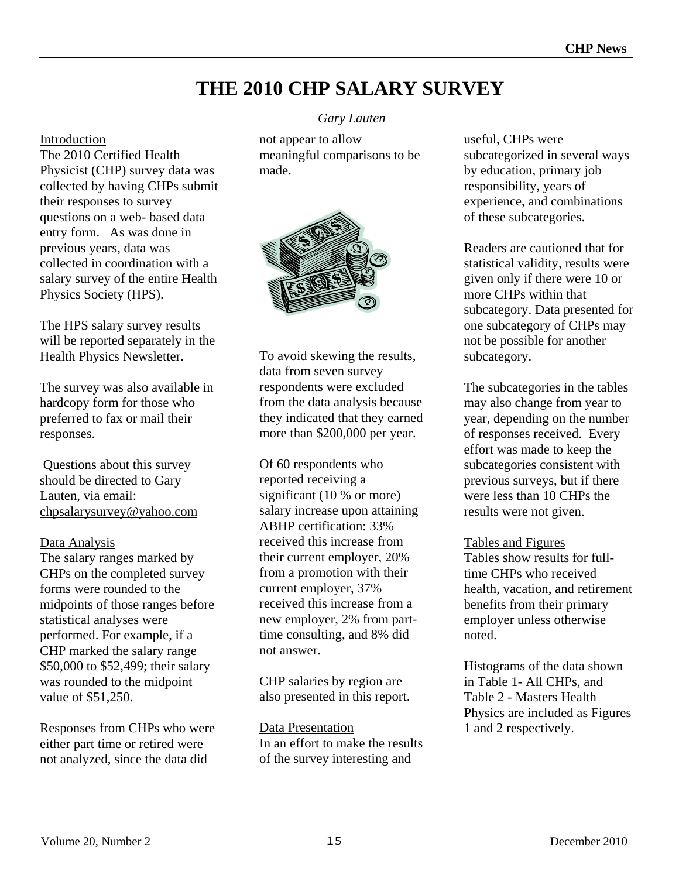# THE 2010 CHP SALARY SURVEY

*Gary Lauten*

## Introduction

The 2010 Certified Health Physicist (CHP) survey data was collected by having CHPs submit their responses to survey questions on a web- based data entry form. As was done in previous years, data was collected in coordination with a salary survey of the entire Health Physics Society (HPS).

The HPS salary survey results will be reported separately in the Health Physics Newsletter.

The survey was also available in hardcopy form for those who preferred to fax or mail their responses.

Questions about this survey should be directed to Gary Lauten, via email: chpsalarysurvey@yahoo.com

## Data Analysis

The salary ranges marked by CHPs on the completed survey forms were rounded to the midpoints of those ranges before statistical analyses were performed. For example, if a CHP marked the salary range \$50,000 to \$52,499; their salary was rounded to the midpoint value of \$51,250.

Responses from CHPs who were either part time or retired were not analyzed, since the data did not appear to allow meaningful comparisons to be made.

To avoid skewing the results, data from seven survey respondents were excluded from the data analysis because they indicated that they earned more than \$200,000 per year.

Of 60 respondents who reported receiving a significant (10 % or more) salary increase upon attaining ABHP certification: 33% received this increase from their current employer, 20% from a promotion with their current employer, 37% received this increase from a new employer, 2% from part-time consulting, and 8% did not answer.

CHP salaries by region are also presented in this report.

## Data Presentation

In an effort to make the results of the survey interesting and useful, CHPs were subcategorized in several ways by education, primary job responsibility, years of experience, and combinations of these subcategories.

Readers are cautioned that for statistical validity, results were given only if there were 10 or more CHPs within that subcategory. Data presented for one subcategory of CHPs may not be possible for another subcategory.

The subcategories in the tables may also change from year to year, depending on the number of responses received. Every effort was made to keep the subcategories consistent with previous surveys, but if there were less than 10 CHPs the results were not given.

## Tables and Figures

Tables show results for full-time CHPs who received health, vacation, and retirement benefits from their primary employer unless otherwise noted.

Histograms of the data shown in Table 1- All CHPs, and Table 2 - Masters Health Physics are included as Figures 1 and 2 respectively.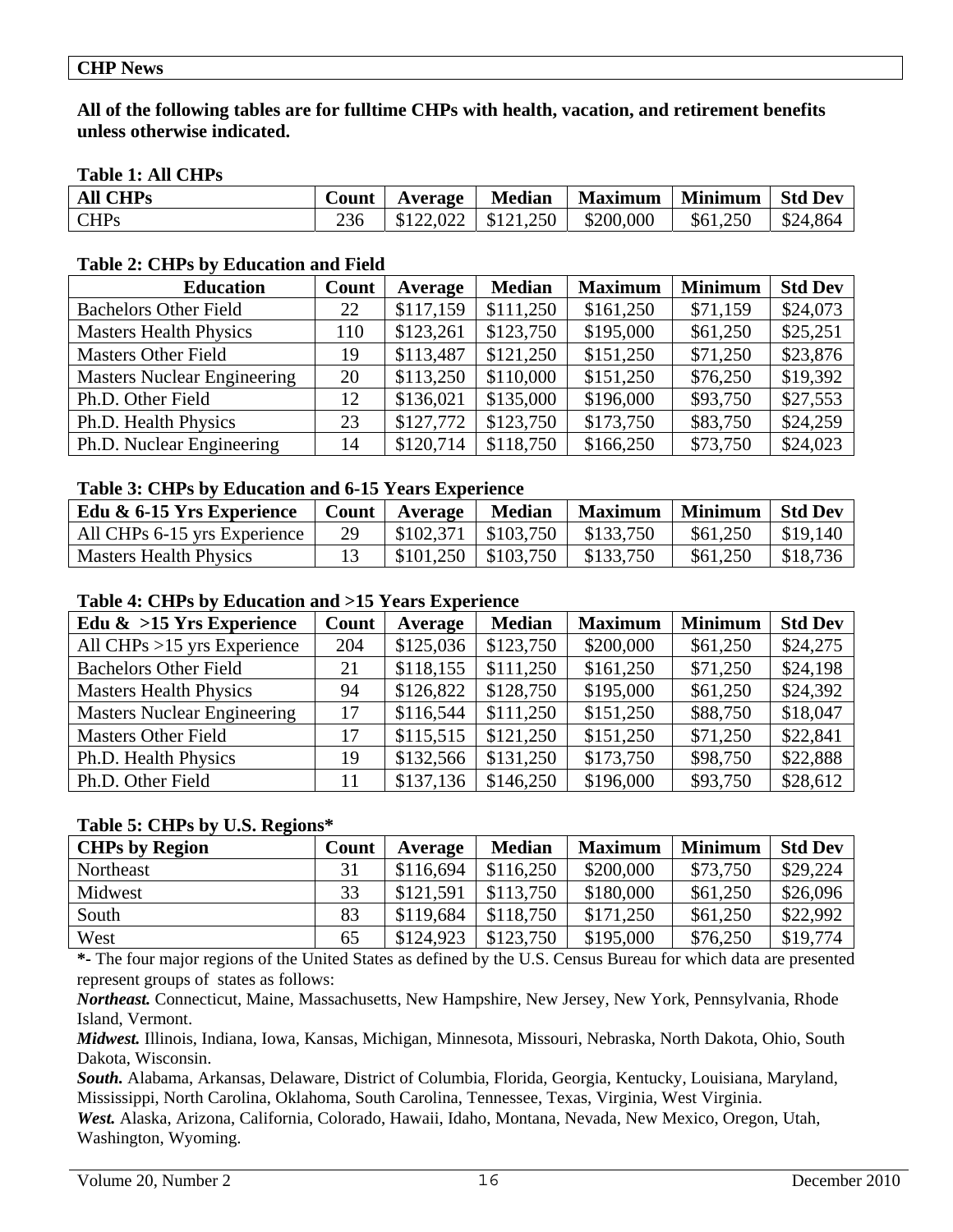**CHP News**

**All of the following tables are for fulltime CHPs with health, vacation, and retirement benefits unless otherwise indicated.**

**Table 1: All CHPs**

| All CHPs | Count | Average | Median | Maximum | Minimum | Std Dev |
|---|---|---|---|---|---|---|
| CHPs | 236 | $122,022 | $121,250 | $200,000 | $61,250 | $24,864 |

**Table 2: CHPs by Education and Field**

| Education | Count | Average | Median | Maximum | Minimum | Std Dev |
|---|---|---|---|---|---|---|
| Bachelors Other Field | 22 | $117,159 | $111,250 | $161,250 | $71,159 | $24,073 |
| Masters Health Physics | 110 | $123,261 | $123,750 | $195,000 | $61,250 | $25,251 |
| Masters Other Field | 19 | $113,487 | $121,250 | $151,250 | $71,250 | $23,876 |
| Masters Nuclear Engineering | 20 | $113,250 | $110,000 | $151,250 | $76,250 | $19,392 |
| Ph.D. Other Field | 12 | $136,021 | $135,000 | $196,000 | $93,750 | $27,553 |
| Ph.D. Health Physics | 23 | $127,772 | $123,750 | $173,750 | $83,750 | $24,259 |
| Ph.D. Nuclear Engineering | 14 | $120,714 | $118,750 | $166,250 | $73,750 | $24,023 |

**Table 3: CHPs by Education and 6-15 Years Experience**

| Edu & 6-15 Yrs Experience | Count | Average | Median | Maximum | Minimum | Std Dev |
|---|---|---|---|---|---|---|
| All CHPs 6-15 yrs Experience | 29 | $102,371 | $103,750 | $133,750 | $61,250 | $19,140 |
| Masters Health Physics | 13 | $101,250 | $103,750 | $133,750 | $61,250 | $18,736 |

**Table 4: CHPs by Education and >15 Years Experience**

| Edu & >15 Yrs Experience | Count | Average | Median | Maximum | Minimum | Std Dev |
|---|---|---|---|---|---|---|
| All CHPs >15 yrs Experience | 204 | $125,036 | $123,750 | $200,000 | $61,250 | $24,275 |
| Bachelors Other Field | 21 | $118,155 | $111,250 | $161,250 | $71,250 | $24,198 |
| Masters Health Physics | 94 | $126,822 | $128,750 | $195,000 | $61,250 | $24,392 |
| Masters Nuclear Engineering | 17 | $116,544 | $111,250 | $151,250 | $88,750 | $18,047 |
| Masters Other Field | 17 | $115,515 | $121,250 | $151,250 | $71,250 | $22,841 |
| Ph.D. Health Physics | 19 | $132,566 | $131,250 | $173,750 | $98,750 | $22,888 |
| Ph.D. Other Field | 11 | $137,136 | $146,250 | $196,000 | $93,750 | $28,612 |

**Table 5: CHPs by U.S. Regions***

| CHPs by Region | Count | Average | Median | Maximum | Minimum | Std Dev |
|---|---|---|---|---|---|---|
| Northeast | 31 | $116,694 | $116,250 | $200,000 | $73,750 | $29,224 |
| Midwest | 33 | $121,591 | $113,750 | $180,000 | $61,250 | $26,096 |
| South | 83 | $119,684 | $118,750 | $171,250 | $61,250 | $22,992 |
| West | 65 | $124,923 | $123,750 | $195,000 | $76,250 | $19,774 |

**\***- The four major regions of the United States as defined by the U.S. Census Bureau for which data are presented represent groups of states as follows:

***Northeast.*** Connecticut, Maine, Massachusetts, New Hampshire, New Jersey, New York, Pennsylvania, Rhode Island, Vermont.

***Midwest.*** Illinois, Indiana, Iowa, Kansas, Michigan, Minnesota, Missouri, Nebraska, North Dakota, Ohio, South Dakota, Wisconsin.

***South.*** Alabama, Arkansas, Delaware, District of Columbia, Florida, Georgia, Kentucky, Louisiana, Maryland, Mississippi, North Carolina, Oklahoma, South Carolina, Tennessee, Texas, Virginia, West Virginia.

***West.*** Alaska, Arizona, California, Colorado, Hawaii, Idaho, Montana, Nevada, New Mexico, Oregon, Utah, Washington, Wyoming.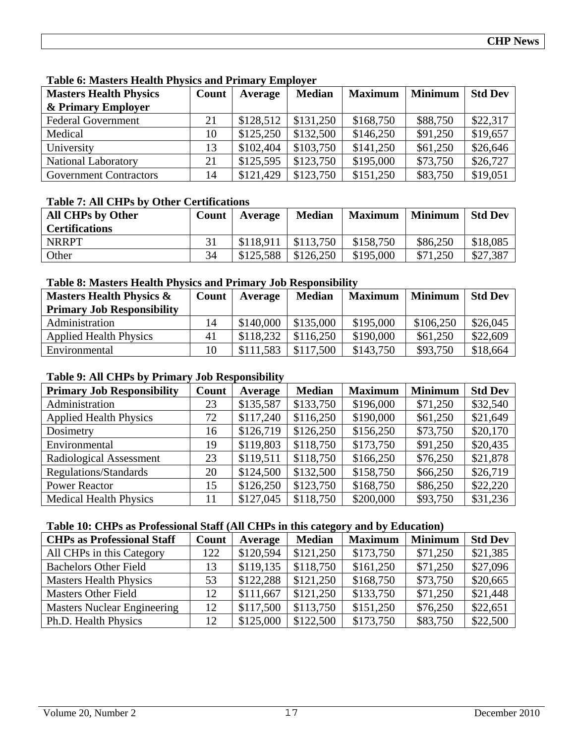**Table 6: Masters Health Physics and Primary Employer**

| Masters Health Physics & Primary Employer | Count | Average | Median | Maximum | Minimum | Std Dev |
|---|---|---|---|---|---|---|
| Federal Government | 21 | $128,512 | $131,250 | $168,750 | $88,750 | $22,317 |
| Medical | 10 | $125,250 | $132,500 | $146,250 | $91,250 | $19,657 |
| University | 13 | $102,404 | $103,750 | $141,250 | $61,250 | $26,646 |
| National Laboratory | 21 | $125,595 | $123,750 | $195,000 | $73,750 | $26,727 |
| Government Contractors | 14 | $121,429 | $123,750 | $151,250 | $83,750 | $19,051 |

**Table 7: All CHPs by Other Certifications**

| All CHPs by Other Certifications | Count | Average | Median | Maximum | Minimum | Std Dev |
|---|---|---|---|---|---|---|
| NRRPT | 31 | $118,911 | $113,750 | $158,750 | $86,250 | $18,085 |
| Other | 34 | $125,588 | $126,250 | $195,000 | $71,250 | $27,387 |

**Table 8: Masters Health Physics and Primary Job Responsibility**

| Masters Health Physics & Primary Job Responsibility | Count | Average | Median | Maximum | Minimum | Std Dev |
|---|---|---|---|---|---|---|
| Administration | 14 | $140,000 | $135,000 | $195,000 | $106,250 | $26,045 |
| Applied Health Physics | 41 | $118,232 | $116,250 | $190,000 | $61,250 | $22,609 |
| Environmental | 10 | $111,583 | $117,500 | $143,750 | $93,750 | $18,664 |

**Table 9: All CHPs by Primary Job Responsibility**

| Primary Job Responsibility | Count | Average | Median | Maximum | Minimum | Std Dev |
|---|---|---|---|---|---|---|
| Administration | 23 | $135,587 | $133,750 | $196,000 | $71,250 | $32,540 |
| Applied Health Physics | 72 | $117,240 | $116,250 | $190,000 | $61,250 | $21,649 |
| Dosimetry | 16 | $126,719 | $126,250 | $156,250 | $73,750 | $20,170 |
| Environmental | 19 | $119,803 | $118,750 | $173,750 | $91,250 | $20,435 |
| Radiological Assessment | 23 | $119,511 | $118,750 | $166,250 | $76,250 | $21,878 |
| Regulations/Standards | 20 | $124,500 | $132,500 | $158,750 | $66,250 | $26,719 |
| Power Reactor | 15 | $126,250 | $123,750 | $168,750 | $86,250 | $22,220 |
| Medical Health Physics | 11 | $127,045 | $118,750 | $200,000 | $93,750 | $31,236 |

**Table 10: CHPs as Professional Staff (All CHPs in this category and by Education)**

| CHPs as Professional Staff | Count | Average | Median | Maximum | Minimum | Std Dev |
|---|---|---|---|---|---|---|
| All CHPs in this Category | 122 | $120,594 | $121,250 | $173,750 | $71,250 | $21,385 |
| Bachelors Other Field | 13 | $119,135 | $118,750 | $161,250 | $71,250 | $27,096 |
| Masters Health Physics | 53 | $122,288 | $121,250 | $168,750 | $73,750 | $20,665 |
| Masters Other Field | 12 | $111,667 | $121,250 | $133,750 | $71,250 | $21,448 |
| Masters Nuclear Engineering | 12 | $117,500 | $113,750 | $151,250 | $76,250 | $22,651 |
| Ph.D. Health Physics | 12 | $125,000 | $122,500 | $173,750 | $83,750 | $22,500 |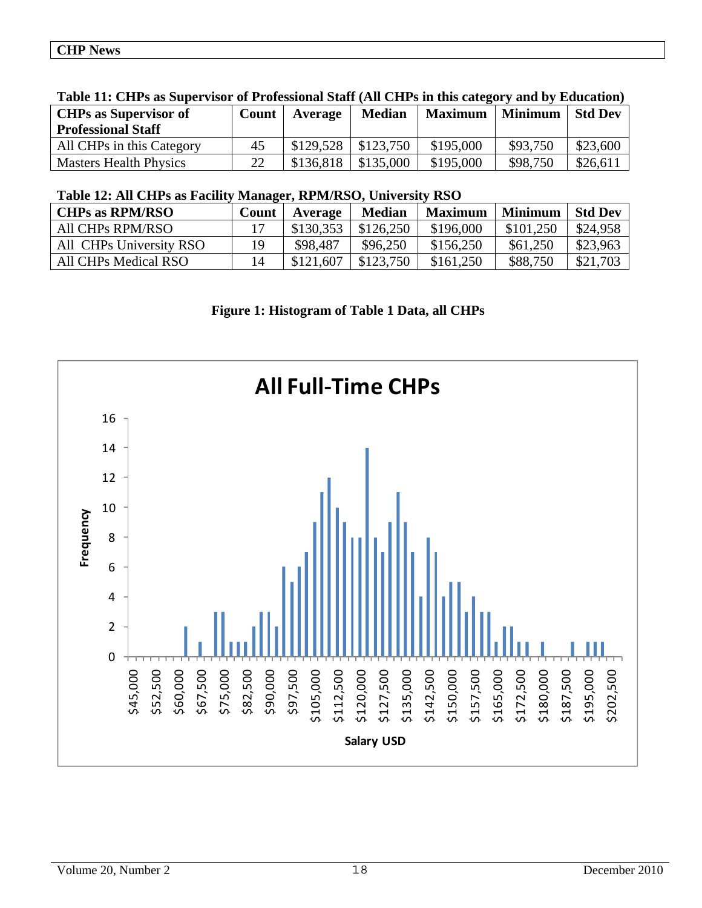**Table 11: CHPs as Supervisor of Professional Staff (All CHPs in this category and by Education)**

| CHPs as Supervisor of Professional Staff | Count | Average | Median | Maximum | Minimum | Std Dev |
|---|---|---|---|---|---|---|
| All CHPs in this Category | 45 | $129,528 | $123,750 | $195,000 | $93,750 | $23,600 |
| Masters Health Physics | 22 | $136,818 | $135,000 | $195,000 | $98,750 | $26,611 |

**Table 12: All CHPs as Facility Manager, RPM/RSO, University RSO**

| CHPs as RPM/RSO | Count | Average | Median | Maximum | Minimum | Std Dev |
|---|---|---|---|---|---|---|
| All CHPs RPM/RSO | 17 | $130,353 | $126,250 | $196,000 | $101,250 | $24,958 |
| All CHPs University RSO | 19 | $98,487 | $96,250 | $156,250 | $61,250 | $23,963 |
| All CHPs Medical RSO | 14 | $121,607 | $123,750 | $161,250 | $88,750 | $21,703 |

**Figure 1: Histogram of Table 1 Data, all CHPs**

**All Full-Time CHPs**

Frequency

Salary USD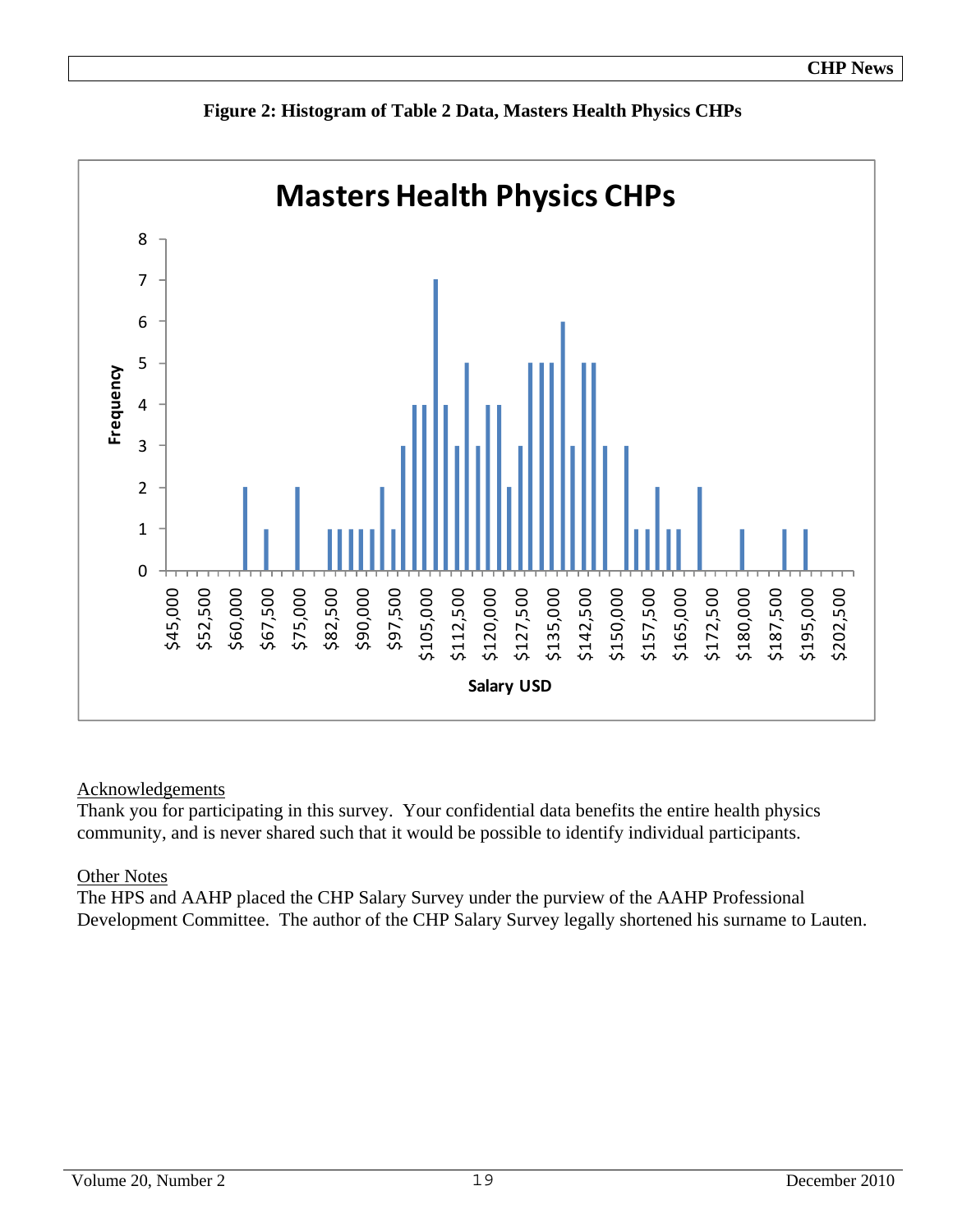**Figure 2: Histogram of Table 2 Data, Masters Health Physics CHPs**

Acknowledgements

Thank you for participating in this survey. Your confidential data benefits the entire health physics community, and is never shared such that it would be possible to identify individual participants.

Other Notes

The HPS and AAHP placed the CHP Salary Survey under the purview of the AAHP Professional Development Committee. The author of the CHP Salary Survey legally shortened his surname to Lauten.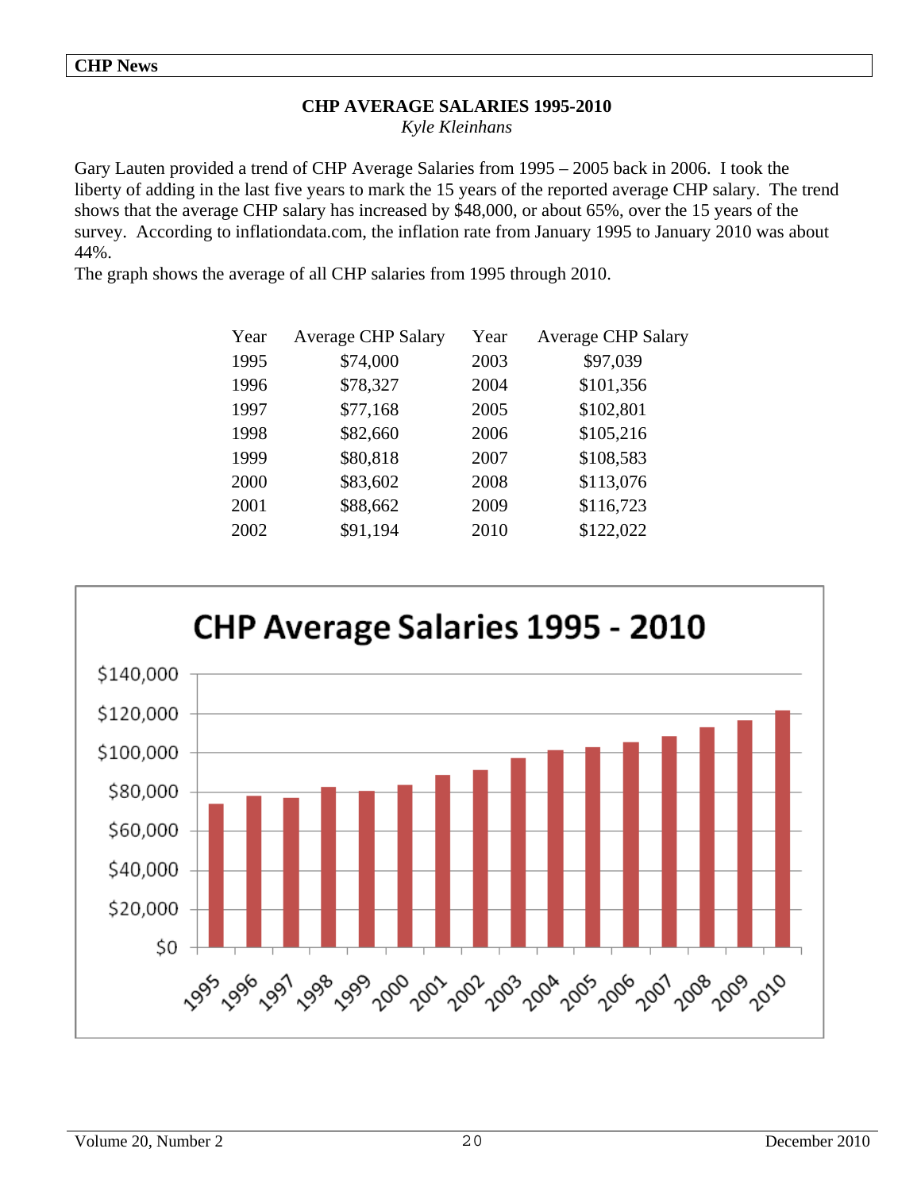**CHP News**

## CHP AVERAGE SALARIES 1995-2010

*Kyle Kleinhans*

Gary Lauten provided a trend of CHP Average Salaries from 1995 – 2005 back in 2006. I took the liberty of adding in the last five years to mark the 15 years of the reported average CHP salary. The trend shows that the average CHP salary has increased by $48,000, or about 65%, over the 15 years of the survey. According to inflationdata.com, the inflation rate from January 1995 to January 2010 was about 44%.

The graph shows the average of all CHP salaries from 1995 through 2010.

| Year | Average CHP Salary | Year | Average CHP Salary |
|---|---|---|---|
| 1995 | $74,000 | 2003 | $97,039 |
| 1996 | $78,327 | 2004 | $101,356 |
| 1997 | $77,168 | 2005 | $102,801 |
| 1998 | $82,660 | 2006 | $105,216 |
| 1999 | $80,818 | 2007 | $108,583 |
| 2000 | $83,602 | 2008 | $113,076 |
| 2001 | $88,662 | 2009 | $116,723 |
| 2002 | $91,194 | 2010 | $122,022 |

CHP Average Salaries 1995 - 2010

$140,000
$120,000
$100,000
$80,000
$60,000
$40,000
$20,000
$0

1995 1996 1997 1998 1999 2000 2001 2002 2003 2004 2005 2006 2007 2008 2009 2010